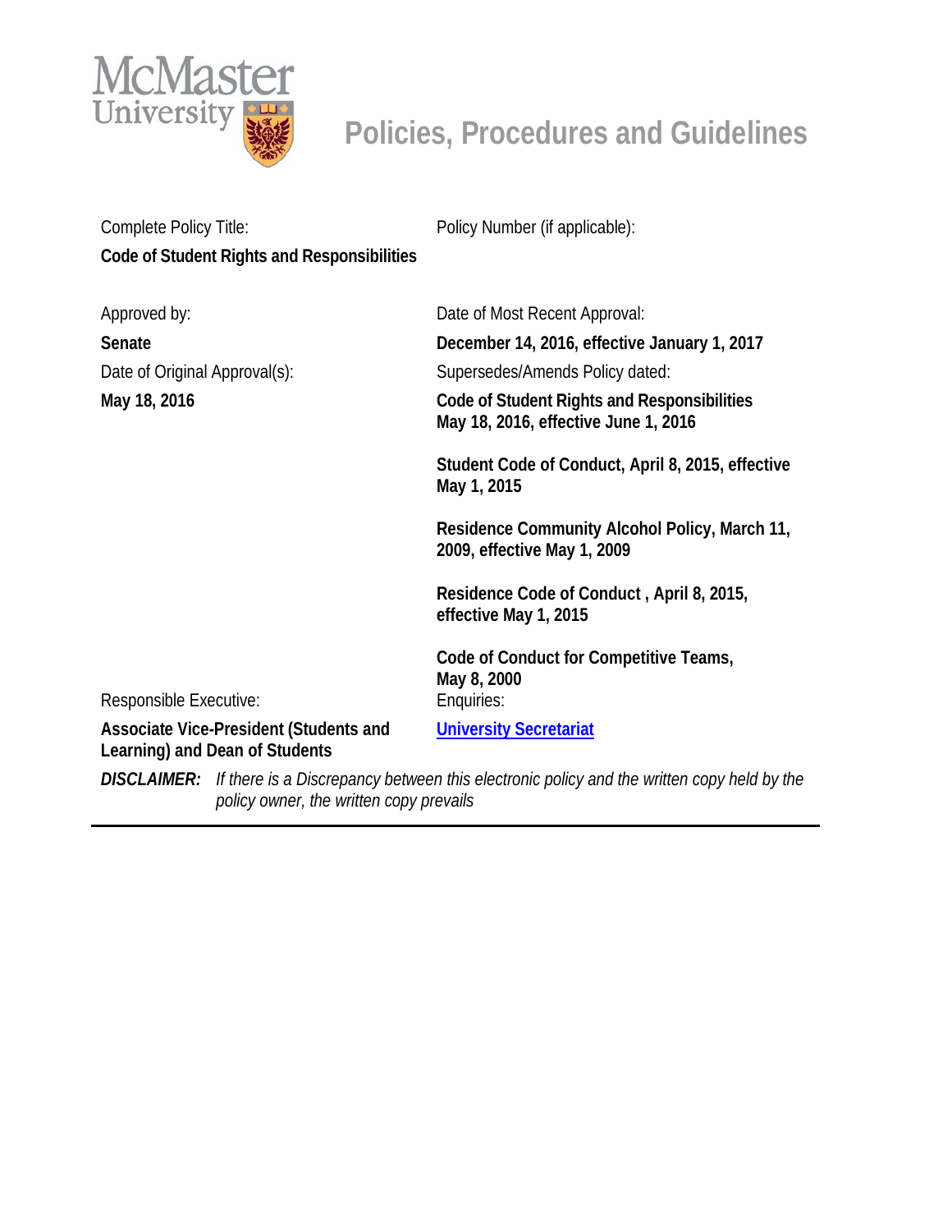# McMaster University

## Policies, Procedures and Guidelines

| | |
|---|---|
| Complete Policy Title: | Policy Number (if applicable): |
| **Code of Student Rights and Responsibilities** | |
| Approved by: | Date of Most Recent Approval: |
| **Senate** | **December 14, 2016, effective January 1, 2017** |
| Date of Original Approval(s): | Supersedes/Amends Policy dated: |
| **May 18, 2016** | **Code of Student Rights and Responsibilities May 18, 2016, effective June 1, 2016**<br><br>**Student Code of Conduct, April 8, 2015, effective May 1, 2015**<br><br>**Residence Community Alcohol Policy, March 11, 2009, effective May 1, 2009**<br><br>**Residence Code of Conduct , April 8, 2015, effective May 1, 2015**<br><br>**Code of Conduct for Competitive Teams, May 8, 2000** |
| Responsible Executive: | Enquiries: |
| **Associate Vice-President (Students and Learning) and Dean of Students** | **University Secretariat** |

***DISCLAIMER:*** *If there is a Discrepancy between this electronic policy and the written copy held by the policy owner, the written copy prevails*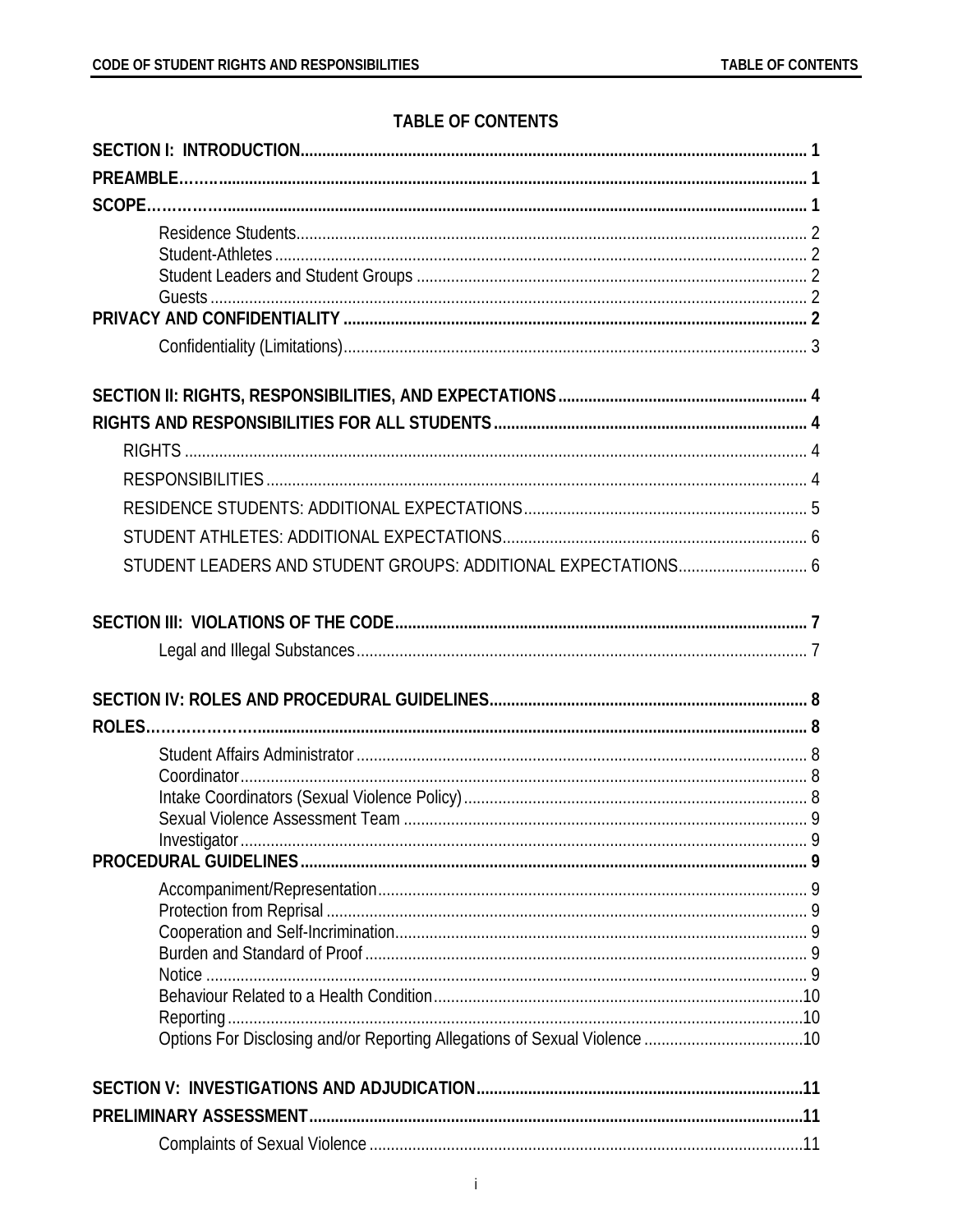# TABLE OF CONTENTS

**SECTION I: INTRODUCTION** ..................................................... 1

**PREAMBLE** ..................................................... 1

**SCOPE** ..................................................... 1

- Residence Students ..................................................... 2
- Student-Athletes ..................................................... 2
- Student Leaders and Student Groups ..................................................... 2
- Guests ..................................................... 2

**PRIVACY AND CONFIDENTIALITY** ..................................................... 2

- Confidentiality (Limitations) ..................................................... 3

**SECTION II: RIGHTS, RESPONSIBILITIES, AND EXPECTATIONS** ..................................................... 4

**RIGHTS AND RESPONSIBILITIES FOR ALL STUDENTS** ..................................................... 4

- RIGHTS ..................................................... 4
- RESPONSIBILITIES ..................................................... 4
- RESIDENCE STUDENTS: ADDITIONAL EXPECTATIONS ..................................................... 5
- STUDENT ATHLETES: ADDITIONAL EXPECTATIONS ..................................................... 6
- STUDENT LEADERS AND STUDENT GROUPS: ADDITIONAL EXPECTATIONS ..................................................... 6

**SECTION III: VIOLATIONS OF THE CODE** ..................................................... 7

- Legal and Illegal Substances ..................................................... 7

**SECTION IV: ROLES AND PROCEDURAL GUIDELINES** ..................................................... 8

**ROLES** ..................................................... 8

- Student Affairs Administrator ..................................................... 8
- Coordinator ..................................................... 8
- Intake Coordinators (Sexual Violence Policy) ..................................................... 8
- Sexual Violence Assessment Team ..................................................... 9
- Investigator ..................................................... 9

**PROCEDURAL GUIDELINES** ..................................................... 9

- Accompaniment/Representation ..................................................... 9
- Protection from Reprisal ..................................................... 9
- Cooperation and Self-Incrimination ..................................................... 9
- Burden and Standard of Proof ..................................................... 9
- Notice ..................................................... 9
- Behaviour Related to a Health Condition ..................................................... 10
- Reporting ..................................................... 10
- Options For Disclosing and/or Reporting Allegations of Sexual Violence ..................................................... 10

**SECTION V: INVESTIGATIONS AND ADJUDICATION** ..................................................... 11

**PRELIMINARY ASSESSMENT** ..................................................... 11

- Complaints of Sexual Violence ..................................................... 11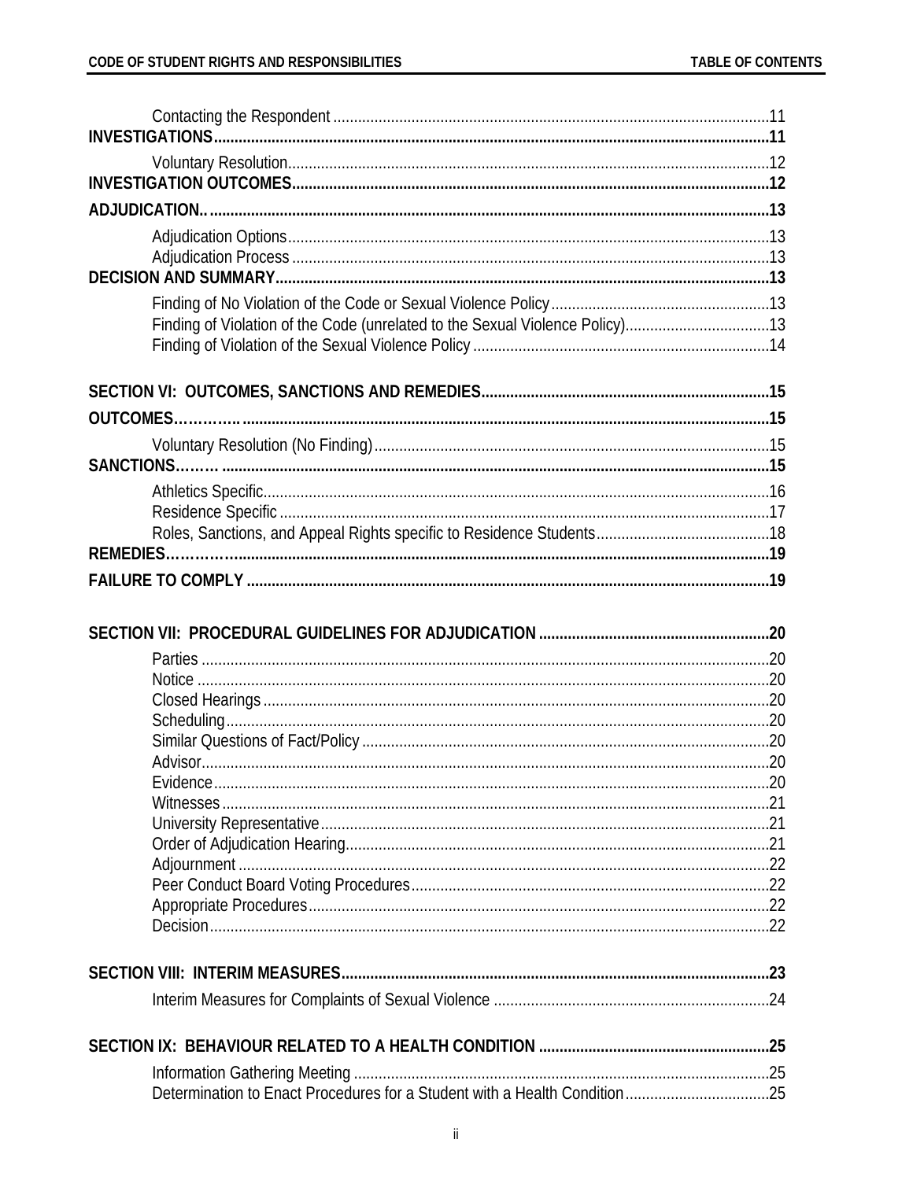Contacting the Respondent ..... 11

**INVESTIGATIONS ..... 11**

Voluntary Resolution ..... 12

**INVESTIGATION OUTCOMES ..... 12**

**ADJUDICATION ..... 13**

Adjudication Options ..... 13
Adjudication Process ..... 13

**DECISION AND SUMMARY ..... 13**

Finding of No Violation of the Code or Sexual Violence Policy ..... 13
Finding of Violation of the Code (unrelated to the Sexual Violence Policy) ..... 13
Finding of Violation of the Sexual Violence Policy ..... 14

**SECTION VI: OUTCOMES, SANCTIONS AND REMEDIES ..... 15**

**OUTCOMES ..... 15**

Voluntary Resolution (No Finding) ..... 15

**SANCTIONS ..... 15**

Athletics Specific ..... 16
Residence Specific ..... 17
Roles, Sanctions, and Appeal Rights specific to Residence Students ..... 18

**REMEDIES ..... 19**

**FAILURE TO COMPLY ..... 19**

**SECTION VII: PROCEDURAL GUIDELINES FOR ADJUDICATION ..... 20**

Parties ..... 20
Notice ..... 20
Closed Hearings ..... 20
Scheduling ..... 20
Similar Questions of Fact/Policy ..... 20
Advisor ..... 20
Evidence ..... 20
Witnesses ..... 21
University Representative ..... 21
Order of Adjudication Hearing ..... 21
Adjournment ..... 22
Peer Conduct Board Voting Procedures ..... 22
Appropriate Procedures ..... 22
Decision ..... 22

**SECTION VIII: INTERIM MEASURES ..... 23**

Interim Measures for Complaints of Sexual Violence ..... 24

**SECTION IX: BEHAVIOUR RELATED TO A HEALTH CONDITION ..... 25**

Information Gathering Meeting ..... 25
Determination to Enact Procedures for a Student with a Health Condition ..... 25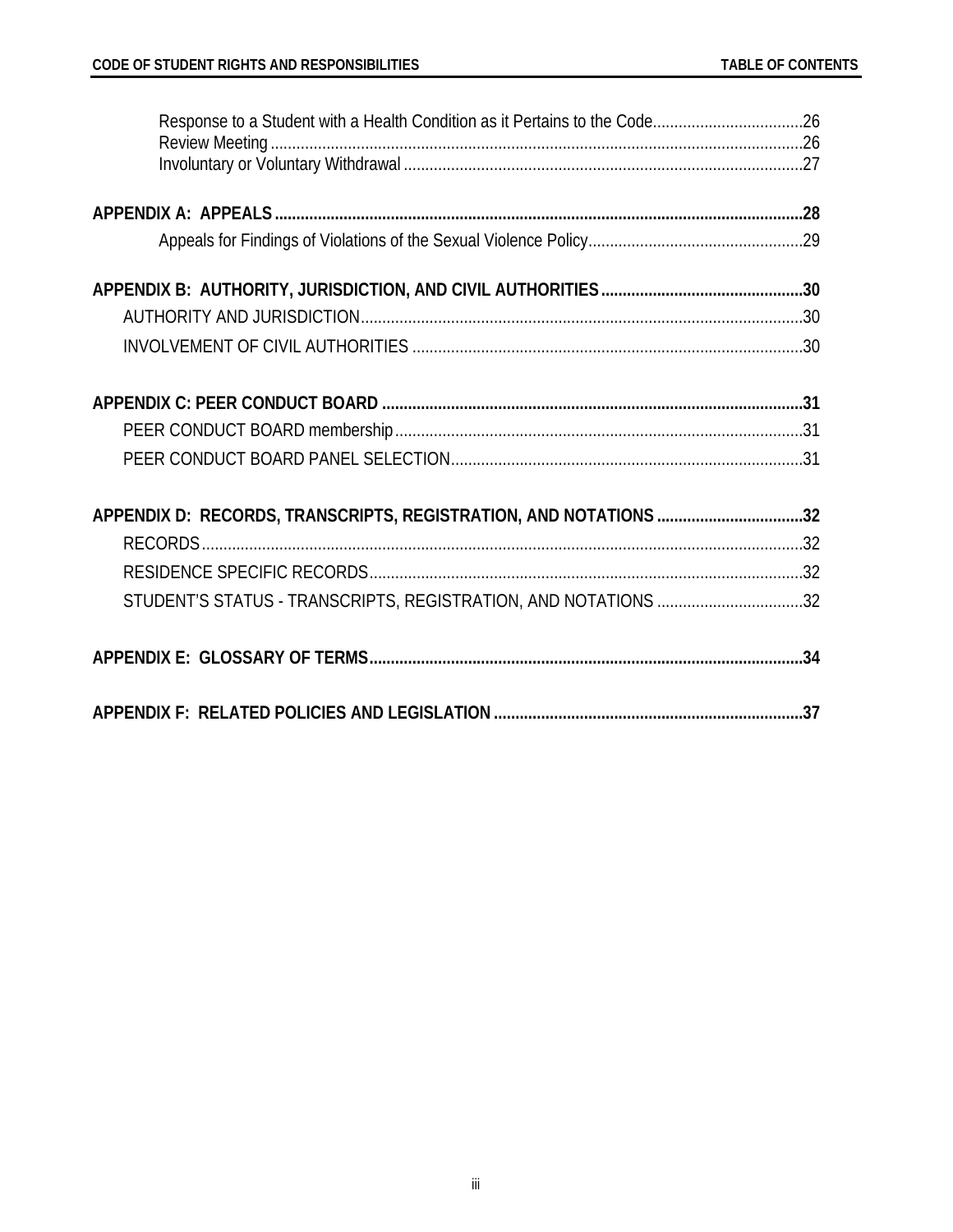Response to a Student with a Health Condition as it Pertains to the Code....26
Review Meeting....26
Involuntary or Voluntary Withdrawal....27

**APPENDIX A: APPEALS....28**

Appeals for Findings of Violations of the Sexual Violence Policy....29

**APPENDIX B: AUTHORITY, JURISDICTION, AND CIVIL AUTHORITIES....30**

AUTHORITY AND JURISDICTION....30

INVOLVEMENT OF CIVIL AUTHORITIES....30

**APPENDIX C: PEER CONDUCT BOARD....31**

PEER CONDUCT BOARD membership....31

PEER CONDUCT BOARD PANEL SELECTION....31

**APPENDIX D: RECORDS, TRANSCRIPTS, REGISTRATION, AND NOTATIONS....32**

RECORDS....32

RESIDENCE SPECIFIC RECORDS....32

STUDENT'S STATUS - TRANSCRIPTS, REGISTRATION, AND NOTATIONS....32

**APPENDIX E: GLOSSARY OF TERMS....34**

**APPENDIX F: RELATED POLICIES AND LEGISLATION....37**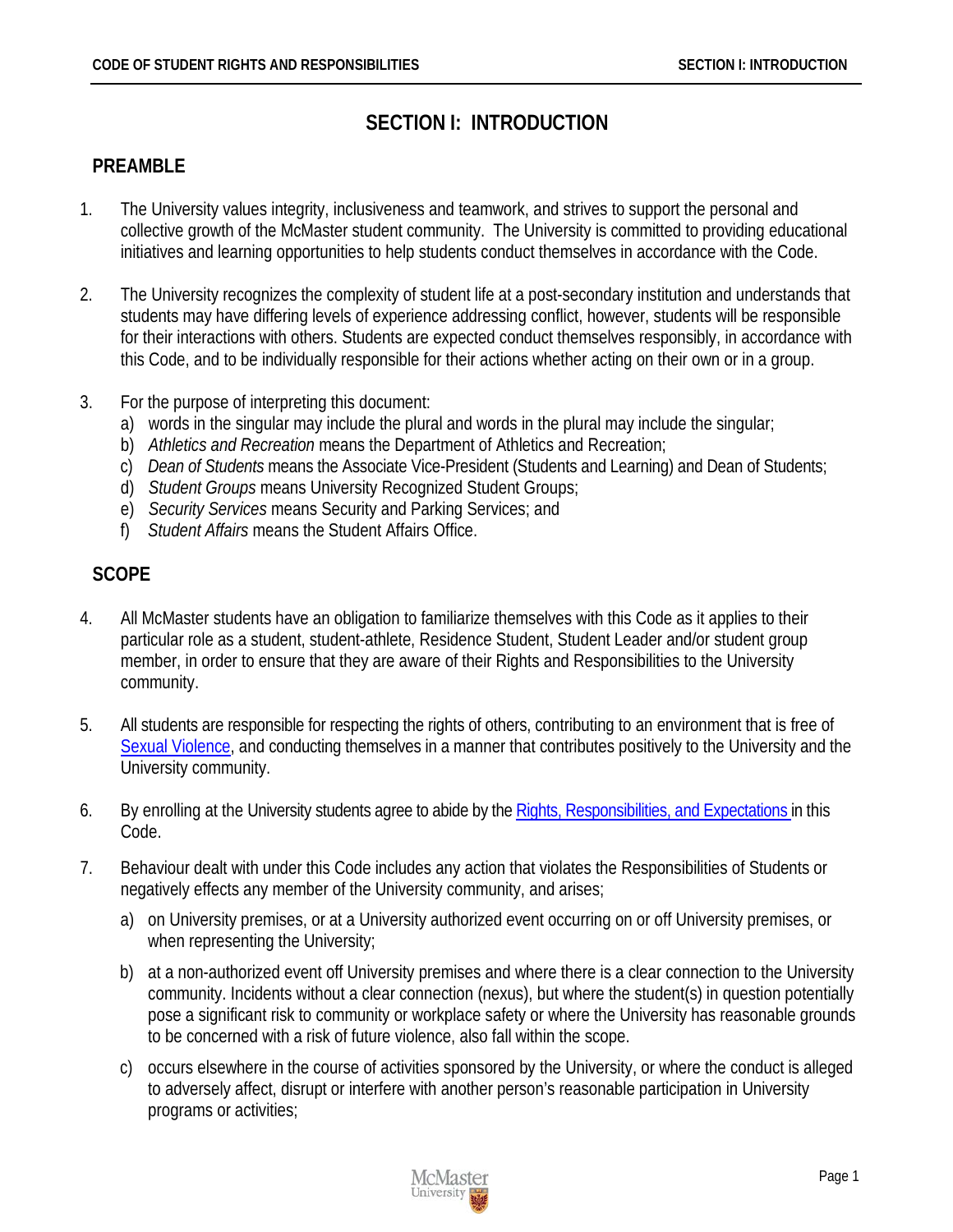# SECTION I: INTRODUCTION

## PREAMBLE

1. The University values integrity, inclusiveness and teamwork, and strives to support the personal and collective growth of the McMaster student community. The University is committed to providing educational initiatives and learning opportunities to help students conduct themselves in accordance with the Code.

2. The University recognizes the complexity of student life at a post-secondary institution and understands that students may have differing levels of experience addressing conflict, however, students will be responsible for their interactions with others. Students are expected conduct themselves responsibly, in accordance with this Code, and to be individually responsible for their actions whether acting on their own or in a group.

3. For the purpose of interpreting this document:
   a) words in the singular may include the plural and words in the plural may include the singular;
   b) *Athletics and Recreation* means the Department of Athletics and Recreation;
   c) *Dean of Students* means the Associate Vice-President (Students and Learning) and Dean of Students;
   d) *Student Groups* means University Recognized Student Groups;
   e) *Security Services* means Security and Parking Services; and
   f) *Student Affairs* means the Student Affairs Office.

## SCOPE

4. All McMaster students have an obligation to familiarize themselves with this Code as it applies to their particular role as a student, student-athlete, Residence Student, Student Leader and/or student group member, in order to ensure that they are aware of their Rights and Responsibilities to the University community.

5. All students are responsible for respecting the rights of others, contributing to an environment that is free of Sexual Violence, and conducting themselves in a manner that contributes positively to the University and the University community.

6. By enrolling at the University students agree to abide by the Rights, Responsibilities, and Expectations in this Code.

7. Behaviour dealt with under this Code includes any action that violates the Responsibilities of Students or negatively effects any member of the University community, and arises;

   a) on University premises, or at a University authorized event occurring on or off University premises, or when representing the University;

   b) at a non-authorized event off University premises and where there is a clear connection to the University community. Incidents without a clear connection (nexus), but where the student(s) in question potentially pose a significant risk to community or workplace safety or where the University has reasonable grounds to be concerned with a risk of future violence, also fall within the scope.

   c) occurs elsewhere in the course of activities sponsored by the University, or where the conduct is alleged to adversely affect, disrupt or interfere with another person's reasonable participation in University programs or activities;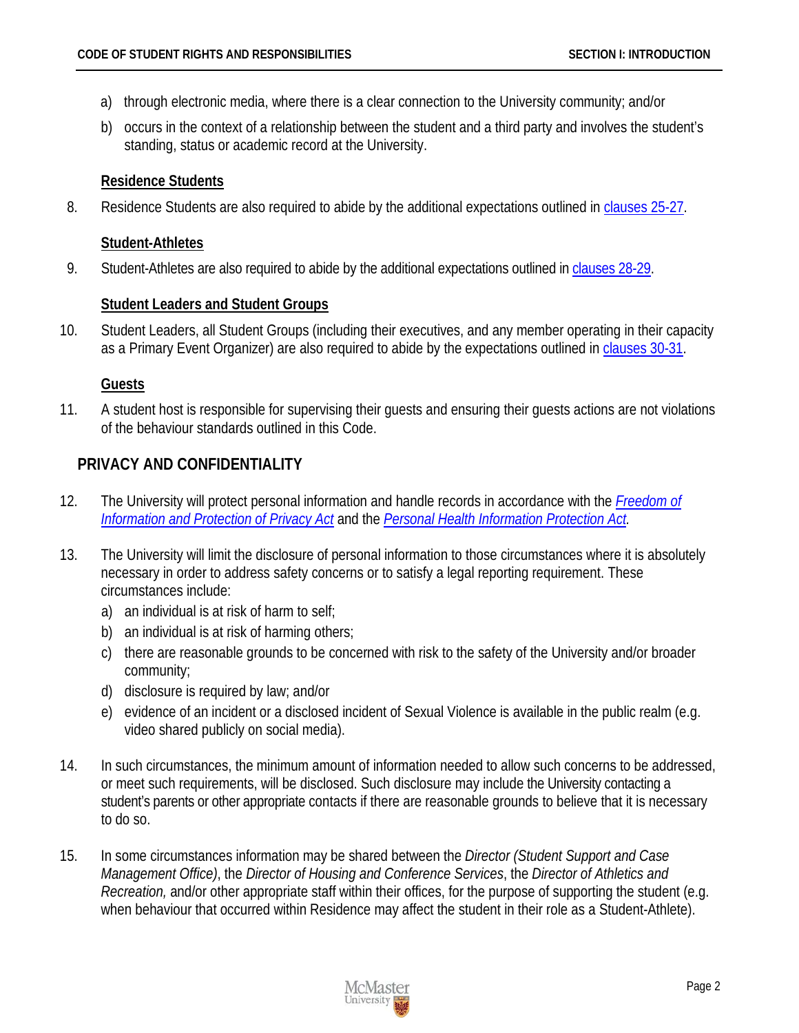a) through electronic media, where there is a clear connection to the University community; and/or

b) occurs in the context of a relationship between the student and a third party and involves the student's standing, status or academic record at the University.

### Residence Students

8. Residence Students are also required to abide by the additional expectations outlined in clauses 25-27.

### Student-Athletes

9. Student-Athletes are also required to abide by the additional expectations outlined in clauses 28-29.

### Student Leaders and Student Groups

10. Student Leaders, all Student Groups (including their executives, and any member operating in their capacity as a Primary Event Organizer) are also required to abide by the expectations outlined in clauses 30-31.

### Guests

11. A student host is responsible for supervising their guests and ensuring their guests actions are not violations of the behaviour standards outlined in this Code.

## PRIVACY AND CONFIDENTIALITY

12. The University will protect personal information and handle records in accordance with the *Freedom of Information and Protection of Privacy Act* and the *Personal Health Information Protection Act.*

13. The University will limit the disclosure of personal information to those circumstances where it is absolutely necessary in order to address safety concerns or to satisfy a legal reporting requirement. These circumstances include:

    a) an individual is at risk of harm to self;

    b) an individual is at risk of harming others;

    c) there are reasonable grounds to be concerned with risk to the safety of the University and/or broader community;

    d) disclosure is required by law; and/or

    e) evidence of an incident or a disclosed incident of Sexual Violence is available in the public realm (e.g. video shared publicly on social media).

14. In such circumstances, the minimum amount of information needed to allow such concerns to be addressed, or meet such requirements, will be disclosed. Such disclosure may include the University contacting a student's parents or other appropriate contacts if there are reasonable grounds to believe that it is necessary to do so.

15. In some circumstances information may be shared between the *Director (Student Support and Case Management Office)*, the *Director of Housing and Conference Services*, the *Director of Athletics and Recreation,* and/or other appropriate staff within their offices, for the purpose of supporting the student (e.g. when behaviour that occurred within Residence may affect the student in their role as a Student-Athlete).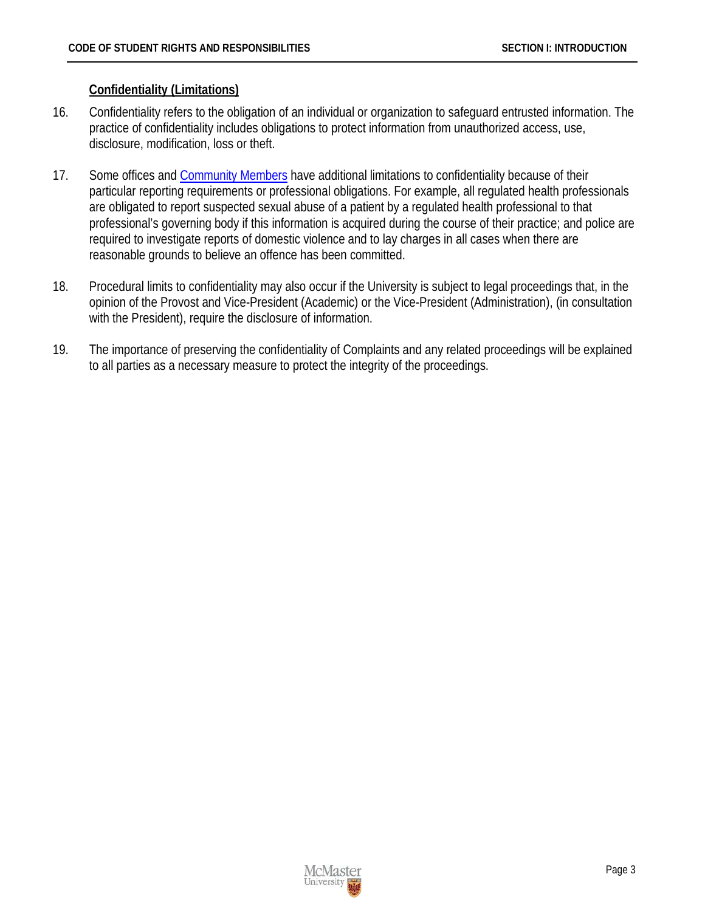**Confidentiality (Limitations)**

16. Confidentiality refers to the obligation of an individual or organization to safeguard entrusted information. The practice of confidentiality includes obligations to protect information from unauthorized access, use, disclosure, modification, loss or theft.

17. Some offices and Community Members have additional limitations to confidentiality because of their particular reporting requirements or professional obligations. For example, all regulated health professionals are obligated to report suspected sexual abuse of a patient by a regulated health professional to that professional's governing body if this information is acquired during the course of their practice; and police are required to investigate reports of domestic violence and to lay charges in all cases when there are reasonable grounds to believe an offence has been committed.

18. Procedural limits to confidentiality may also occur if the University is subject to legal proceedings that, in the opinion of the Provost and Vice-President (Academic) or the Vice-President (Administration), (in consultation with the President), require the disclosure of information.

19. The importance of preserving the confidentiality of Complaints and any related proceedings will be explained to all parties as a necessary measure to protect the integrity of the proceedings.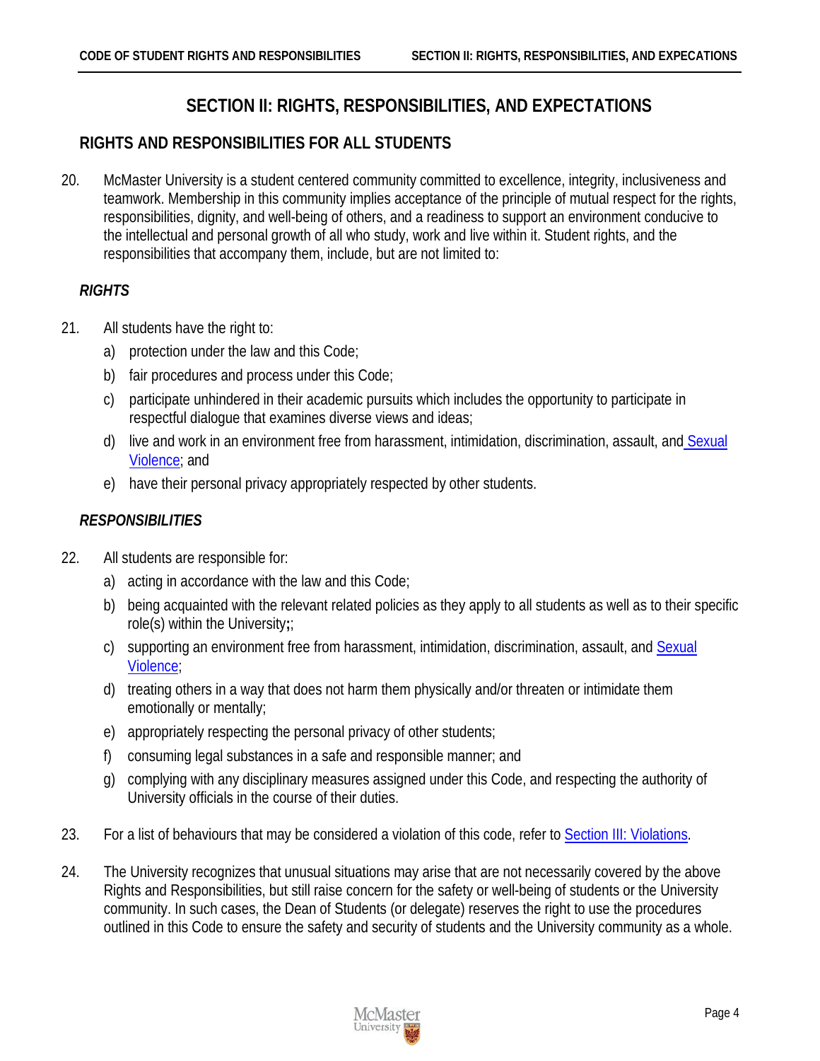# SECTION II: RIGHTS, RESPONSIBILITIES, AND EXPECTATIONS

## RIGHTS AND RESPONSIBILITIES FOR ALL STUDENTS

20. McMaster University is a student centered community committed to excellence, integrity, inclusiveness and teamwork. Membership in this community implies acceptance of the principle of mutual respect for the rights, responsibilities, dignity, and well-being of others, and a readiness to support an environment conducive to the intellectual and personal growth of all who study, work and live within it. Student rights, and the responsibilities that accompany them, include, but are not limited to:

### *RIGHTS*

21. All students have the right to:
    a) protection under the law and this Code;
    b) fair procedures and process under this Code;
    c) participate unhindered in their academic pursuits which includes the opportunity to participate in respectful dialogue that examines diverse views and ideas;
    d) live and work in an environment free from harassment, intimidation, discrimination, assault, and Sexual Violence; and
    e) have their personal privacy appropriately respected by other students.

### *RESPONSIBILITIES*

22. All students are responsible for:
    a) acting in accordance with the law and this Code;
    b) being acquainted with the relevant related policies as they apply to all students as well as to their specific role(s) within the University;;
    c) supporting an environment free from harassment, intimidation, discrimination, assault, and Sexual Violence;
    d) treating others in a way that does not harm them physically and/or threaten or intimidate them emotionally or mentally;
    e) appropriately respecting the personal privacy of other students;
    f) consuming legal substances in a safe and responsible manner; and
    g) complying with any disciplinary measures assigned under this Code, and respecting the authority of University officials in the course of their duties.

23. For a list of behaviours that may be considered a violation of this code, refer to Section III: Violations.

24. The University recognizes that unusual situations may arise that are not necessarily covered by the above Rights and Responsibilities, but still raise concern for the safety or well-being of students or the University community. In such cases, the Dean of Students (or delegate) reserves the right to use the procedures outlined in this Code to ensure the safety and security of students and the University community as a whole.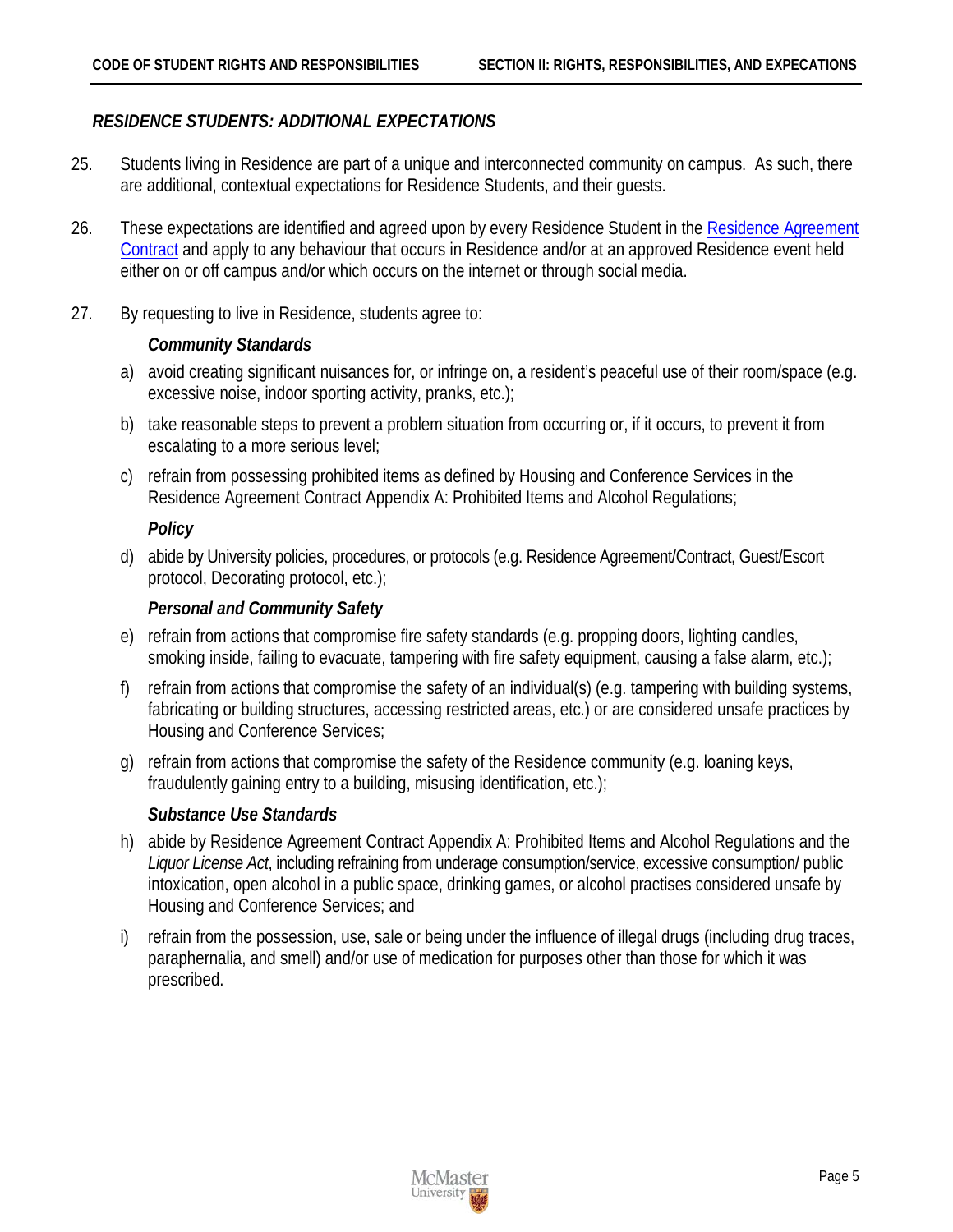### *RESIDENCE STUDENTS: ADDITIONAL EXPECTATIONS*

25. Students living in Residence are part of a unique and interconnected community on campus. As such, there are additional, contextual expectations for Residence Students, and their guests.

26. These expectations are identified and agreed upon by every Residence Student in the Residence Agreement Contract and apply to any behaviour that occurs in Residence and/or at an approved Residence event held either on or off campus and/or which occurs on the internet or through social media.

27. By requesting to live in Residence, students agree to:

    ***Community Standards***

    a) avoid creating significant nuisances for, or infringe on, a resident's peaceful use of their room/space (e.g. excessive noise, indoor sporting activity, pranks, etc.);

    b) take reasonable steps to prevent a problem situation from occurring or, if it occurs, to prevent it from escalating to a more serious level;

    c) refrain from possessing prohibited items as defined by Housing and Conference Services in the Residence Agreement Contract Appendix A: Prohibited Items and Alcohol Regulations;

    ***Policy***

    d) abide by University policies, procedures, or protocols (e.g. Residence Agreement/Contract, Guest/Escort protocol, Decorating protocol, etc.);

    ***Personal and Community Safety***

    e) refrain from actions that compromise fire safety standards (e.g. propping doors, lighting candles, smoking inside, failing to evacuate, tampering with fire safety equipment, causing a false alarm, etc.);

    f) refrain from actions that compromise the safety of an individual(s) (e.g. tampering with building systems, fabricating or building structures, accessing restricted areas, etc.) or are considered unsafe practices by Housing and Conference Services;

    g) refrain from actions that compromise the safety of the Residence community (e.g. loaning keys, fraudulently gaining entry to a building, misusing identification, etc.);

    ***Substance Use Standards***

    h) abide by Residence Agreement Contract Appendix A: Prohibited Items and Alcohol Regulations and the *Liquor License Act*, including refraining from underage consumption/service, excessive consumption/ public intoxication, open alcohol in a public space, drinking games, or alcohol practises considered unsafe by Housing and Conference Services; and

    i) refrain from the possession, use, sale or being under the influence of illegal drugs (including drug traces, paraphernalia, and smell) and/or use of medication for purposes other than those for which it was prescribed.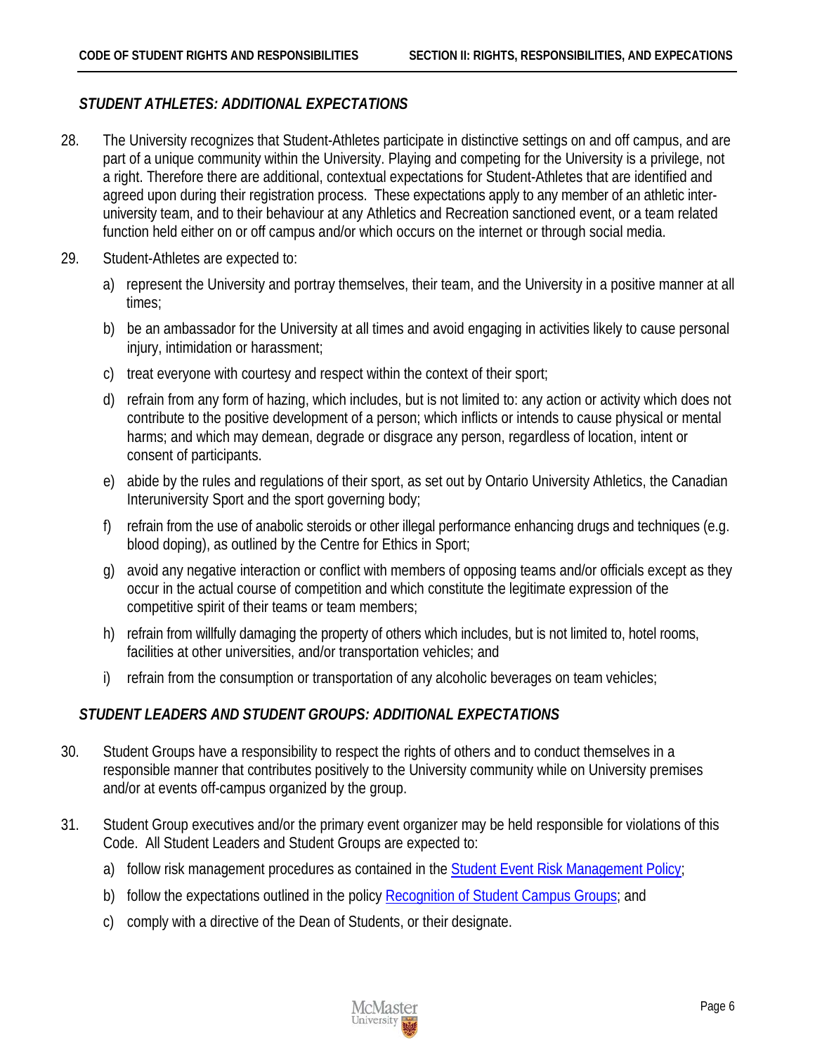### *STUDENT ATHLETES: ADDITIONAL EXPECTATIONS*

28. The University recognizes that Student-Athletes participate in distinctive settings on and off campus, and are part of a unique community within the University. Playing and competing for the University is a privilege, not a right. Therefore there are additional, contextual expectations for Student-Athletes that are identified and agreed upon during their registration process. These expectations apply to any member of an athletic inter-university team, and to their behaviour at any Athletics and Recreation sanctioned event, or a team related function held either on or off campus and/or which occurs on the internet or through social media.

29. Student-Athletes are expected to:

   a) represent the University and portray themselves, their team, and the University in a positive manner at all times;

   b) be an ambassador for the University at all times and avoid engaging in activities likely to cause personal injury, intimidation or harassment;

   c) treat everyone with courtesy and respect within the context of their sport;

   d) refrain from any form of hazing, which includes, but is not limited to: any action or activity which does not contribute to the positive development of a person; which inflicts or intends to cause physical or mental harms; and which may demean, degrade or disgrace any person, regardless of location, intent or consent of participants.

   e) abide by the rules and regulations of their sport, as set out by Ontario University Athletics, the Canadian Interuniversity Sport and the sport governing body;

   f) refrain from the use of anabolic steroids or other illegal performance enhancing drugs and techniques (e.g. blood doping), as outlined by the Centre for Ethics in Sport;

   g) avoid any negative interaction or conflict with members of opposing teams and/or officials except as they occur in the actual course of competition and which constitute the legitimate expression of the competitive spirit of their teams or team members;

   h) refrain from willfully damaging the property of others which includes, but is not limited to, hotel rooms, facilities at other universities, and/or transportation vehicles; and

   i) refrain from the consumption or transportation of any alcoholic beverages on team vehicles;

### *STUDENT LEADERS AND STUDENT GROUPS: ADDITIONAL EXPECTATIONS*

30. Student Groups have a responsibility to respect the rights of others and to conduct themselves in a responsible manner that contributes positively to the University community while on University premises and/or at events off-campus organized by the group.

31. Student Group executives and/or the primary event organizer may be held responsible for violations of this Code. All Student Leaders and Student Groups are expected to:

   a) follow risk management procedures as contained in the Student Event Risk Management Policy;

   b) follow the expectations outlined in the policy Recognition of Student Campus Groups; and

   c) comply with a directive of the Dean of Students, or their designate.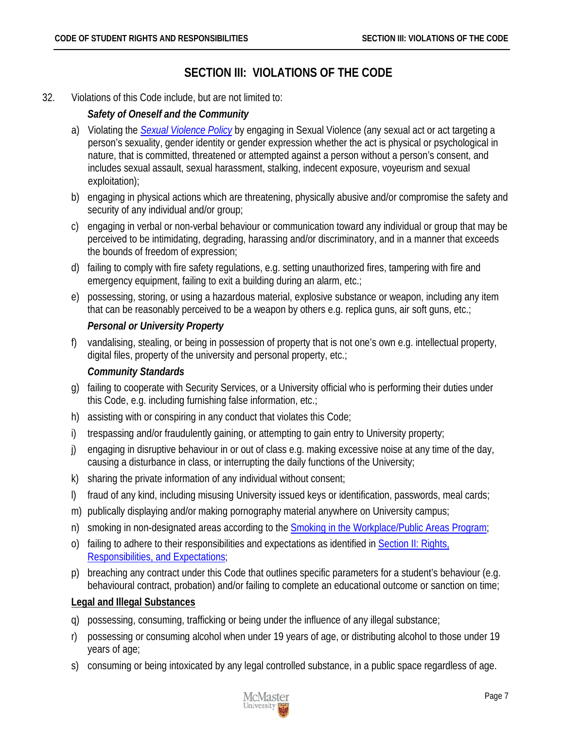# SECTION III: VIOLATIONS OF THE CODE

32. Violations of this Code include, but are not limited to:

*Safety of Oneself and the Community*

a) Violating the *Sexual Violence Policy* by engaging in Sexual Violence (any sexual act or act targeting a person's sexuality, gender identity or gender expression whether the act is physical or psychological in nature, that is committed, threatened or attempted against a person without a person's consent, and includes sexual assault, sexual harassment, stalking, indecent exposure, voyeurism and sexual exploitation);

b) engaging in physical actions which are threatening, physically abusive and/or compromise the safety and security of any individual and/or group;

c) engaging in verbal or non-verbal behaviour or communication toward any individual or group that may be perceived to be intimidating, degrading, harassing and/or discriminatory, and in a manner that exceeds the bounds of freedom of expression;

d) failing to comply with fire safety regulations, e.g. setting unauthorized fires, tampering with fire and emergency equipment, failing to exit a building during an alarm, etc.;

e) possessing, storing, or using a hazardous material, explosive substance or weapon, including any item that can be reasonably perceived to be a weapon by others e.g. replica guns, air soft guns, etc.;

*Personal or University Property*

f) vandalising, stealing, or being in possession of property that is not one's own e.g. intellectual property, digital files, property of the university and personal property, etc.;

*Community Standards*

g) failing to cooperate with Security Services, or a University official who is performing their duties under this Code, e.g. including furnishing false information, etc.;

h) assisting with or conspiring in any conduct that violates this Code;

i) trespassing and/or fraudulently gaining, or attempting to gain entry to University property;

j) engaging in disruptive behaviour in or out of class e.g. making excessive noise at any time of the day, causing a disturbance in class, or interrupting the daily functions of the University;

k) sharing the private information of any individual without consent;

l) fraud of any kind, including misusing University issued keys or identification, passwords, meal cards;

m) publically displaying and/or making pornography material anywhere on University campus;

n) smoking in non-designated areas according to the Smoking in the Workplace/Public Areas Program;

o) failing to adhere to their responsibilities and expectations as identified in Section II: Rights, Responsibilities, and Expectations;

p) breaching any contract under this Code that outlines specific parameters for a student's behaviour (e.g. behavioural contract, probation) and/or failing to complete an educational outcome or sanction on time;

**Legal and Illegal Substances**

q) possessing, consuming, trafficking or being under the influence of any illegal substance;

r) possessing or consuming alcohol when under 19 years of age, or distributing alcohol to those under 19 years of age;

s) consuming or being intoxicated by any legal controlled substance, in a public space regardless of age.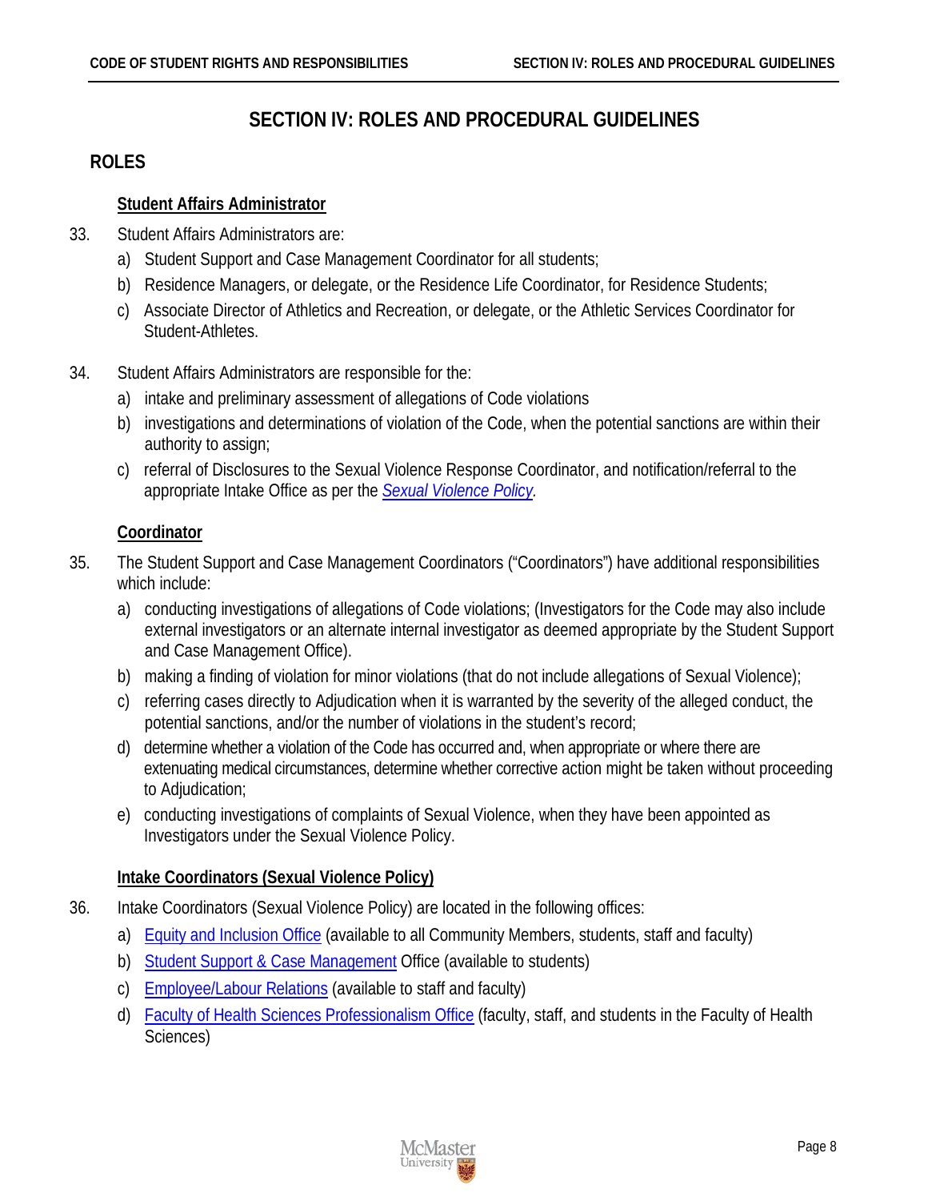# SECTION IV: ROLES AND PROCEDURAL GUIDELINES

## ROLES

### Student Affairs Administrator

33. Student Affairs Administrators are:
    a) Student Support and Case Management Coordinator for all students;
    b) Residence Managers, or delegate, or the Residence Life Coordinator, for Residence Students;
    c) Associate Director of Athletics and Recreation, or delegate, or the Athletic Services Coordinator for Student-Athletes.

34. Student Affairs Administrators are responsible for the:
    a) intake and preliminary assessment of allegations of Code violations
    b) investigations and determinations of violation of the Code, when the potential sanctions are within their authority to assign;
    c) referral of Disclosures to the Sexual Violence Response Coordinator, and notification/referral to the appropriate Intake Office as per the *Sexual Violence Policy*.

### Coordinator

35. The Student Support and Case Management Coordinators ("Coordinators") have additional responsibilities which include:
    a) conducting investigations of allegations of Code violations; (Investigators for the Code may also include external investigators or an alternate internal investigator as deemed appropriate by the Student Support and Case Management Office).
    b) making a finding of violation for minor violations (that do not include allegations of Sexual Violence);
    c) referring cases directly to Adjudication when it is warranted by the severity of the alleged conduct, the potential sanctions, and/or the number of violations in the student's record;
    d) determine whether a violation of the Code has occurred and, when appropriate or where there are extenuating medical circumstances, determine whether corrective action might be taken without proceeding to Adjudication;
    e) conducting investigations of complaints of Sexual Violence, when they have been appointed as Investigators under the Sexual Violence Policy.

### Intake Coordinators (Sexual Violence Policy)

36. Intake Coordinators (Sexual Violence Policy) are located in the following offices:
    a) Equity and Inclusion Office (available to all Community Members, students, staff and faculty)
    b) Student Support & Case Management Office (available to students)
    c) Employee/Labour Relations (available to staff and faculty)
    d) Faculty of Health Sciences Professionalism Office (faculty, staff, and students in the Faculty of Health Sciences)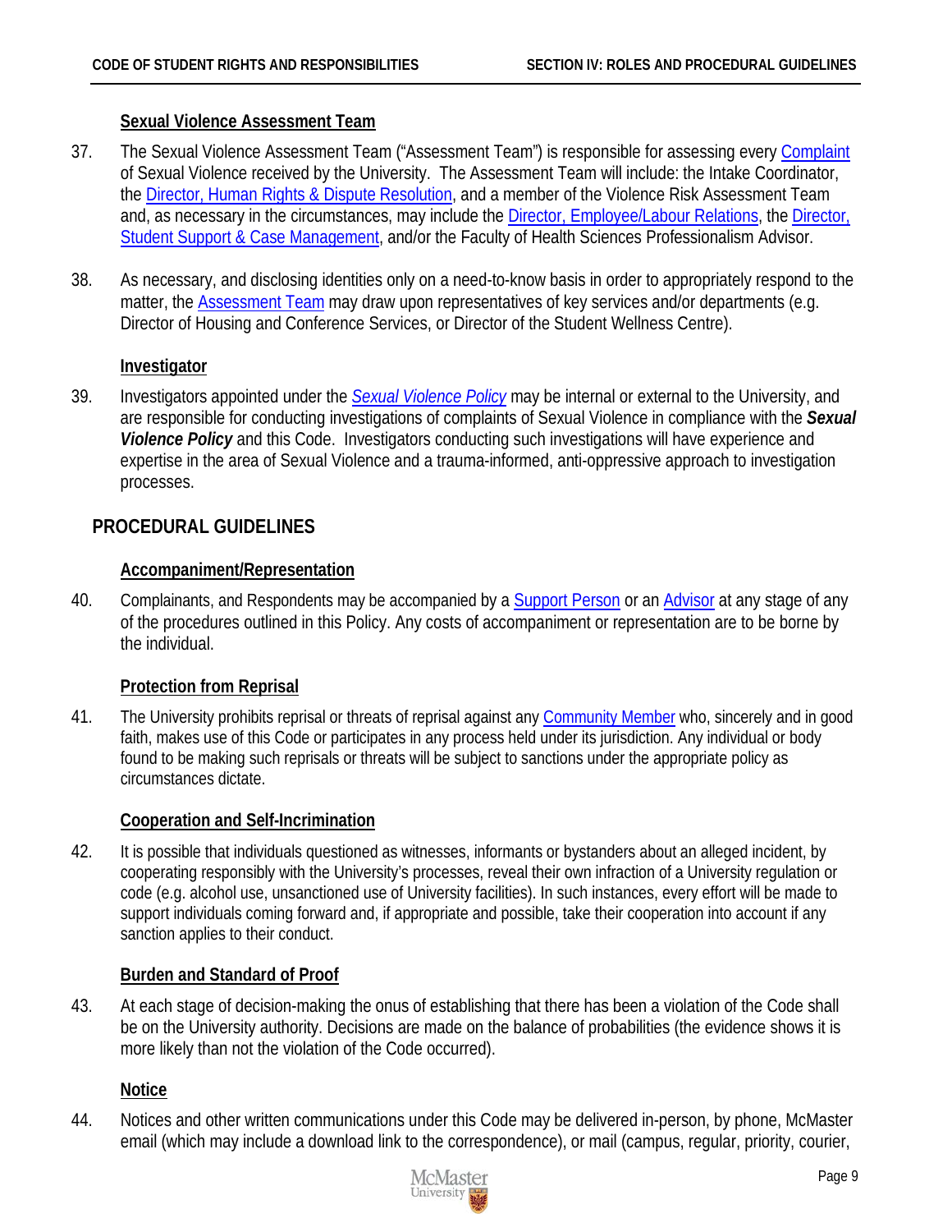### Sexual Violence Assessment Team

37. The Sexual Violence Assessment Team ("Assessment Team") is responsible for assessing every Complaint of Sexual Violence received by the University. The Assessment Team will include: the Intake Coordinator, the Director, Human Rights & Dispute Resolution, and a member of the Violence Risk Assessment Team and, as necessary in the circumstances, may include the Director, Employee/Labour Relations, the Director, Student Support & Case Management, and/or the Faculty of Health Sciences Professionalism Advisor.

38. As necessary, and disclosing identities only on a need-to-know basis in order to appropriately respond to the matter, the Assessment Team may draw upon representatives of key services and/or departments (e.g. Director of Housing and Conference Services, or Director of the Student Wellness Centre).

### Investigator

39. Investigators appointed under the *Sexual Violence Policy* may be internal or external to the University, and are responsible for conducting investigations of complaints of Sexual Violence in compliance with the ***Sexual Violence Policy*** and this Code. Investigators conducting such investigations will have experience and expertise in the area of Sexual Violence and a trauma-informed, anti-oppressive approach to investigation processes.

## PROCEDURAL GUIDELINES

### Accompaniment/Representation

40. Complainants, and Respondents may be accompanied by a Support Person or an Advisor at any stage of any of the procedures outlined in this Policy. Any costs of accompaniment or representation are to be borne by the individual.

### Protection from Reprisal

41. The University prohibits reprisal or threats of reprisal against any Community Member who, sincerely and in good faith, makes use of this Code or participates in any process held under its jurisdiction. Any individual or body found to be making such reprisals or threats will be subject to sanctions under the appropriate policy as circumstances dictate.

### Cooperation and Self-Incrimination

42. It is possible that individuals questioned as witnesses, informants or bystanders about an alleged incident, by cooperating responsibly with the University's processes, reveal their own infraction of a University regulation or code (e.g. alcohol use, unsanctioned use of University facilities). In such instances, every effort will be made to support individuals coming forward and, if appropriate and possible, take their cooperation into account if any sanction applies to their conduct.

### Burden and Standard of Proof

43. At each stage of decision-making the onus of establishing that there has been a violation of the Code shall be on the University authority. Decisions are made on the balance of probabilities (the evidence shows it is more likely than not the violation of the Code occurred).

### Notice

44. Notices and other written communications under this Code may be delivered in-person, by phone, McMaster email (which may include a download link to the correspondence), or mail (campus, regular, priority, courier,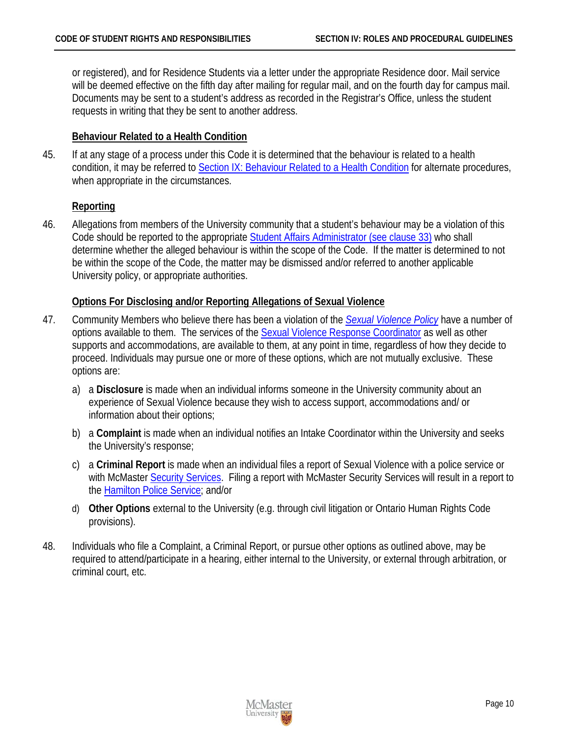or registered), and for Residence Students via a letter under the appropriate Residence door. Mail service will be deemed effective on the fifth day after mailing for regular mail, and on the fourth day for campus mail. Documents may be sent to a student's address as recorded in the Registrar's Office, unless the student requests in writing that they be sent to another address.

### Behaviour Related to a Health Condition

45. If at any stage of a process under this Code it is determined that the behaviour is related to a health condition, it may be referred to Section IX: Behaviour Related to a Health Condition for alternate procedures, when appropriate in the circumstances.

### Reporting

46. Allegations from members of the University community that a student's behaviour may be a violation of this Code should be reported to the appropriate Student Affairs Administrator (see clause 33) who shall determine whether the alleged behaviour is within the scope of the Code. If the matter is determined to not be within the scope of the Code, the matter may be dismissed and/or referred to another applicable University policy, or appropriate authorities.

### Options For Disclosing and/or Reporting Allegations of Sexual Violence

47. Community Members who believe there has been a violation of the *Sexual Violence Policy* have a number of options available to them. The services of the Sexual Violence Response Coordinator as well as other supports and accommodations, are available to them, at any point in time, regardless of how they decide to proceed. Individuals may pursue one or more of these options, which are not mutually exclusive. These options are:

    a) a **Disclosure** is made when an individual informs someone in the University community about an experience of Sexual Violence because they wish to access support, accommodations and/ or information about their options;

    b) a **Complaint** is made when an individual notifies an Intake Coordinator within the University and seeks the University's response;

    c) a **Criminal Report** is made when an individual files a report of Sexual Violence with a police service or with McMaster Security Services. Filing a report with McMaster Security Services will result in a report to the Hamilton Police Service; and/or

    d) **Other Options** external to the University (e.g. through civil litigation or Ontario Human Rights Code provisions).

48. Individuals who file a Complaint, a Criminal Report, or pursue other options as outlined above, may be required to attend/participate in a hearing, either internal to the University, or external through arbitration, or criminal court, etc.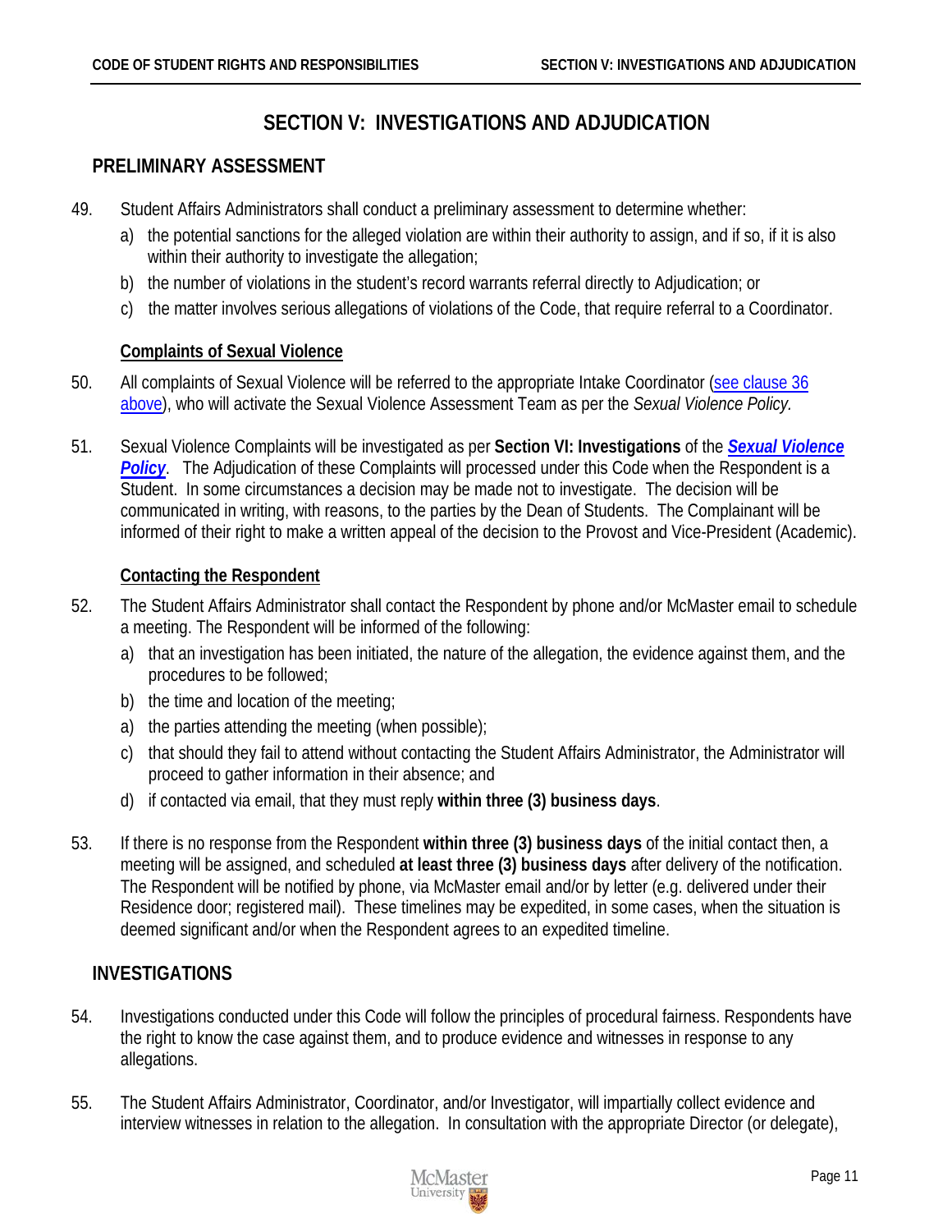# SECTION V: INVESTIGATIONS AND ADJUDICATION

## PRELIMINARY ASSESSMENT

49. Student Affairs Administrators shall conduct a preliminary assessment to determine whether:
    a) the potential sanctions for the alleged violation are within their authority to assign, and if so, if it is also within their authority to investigate the allegation;
    b) the number of violations in the student's record warrants referral directly to Adjudication; or
    c) the matter involves serious allegations of violations of the Code, that require referral to a Coordinator.

### Complaints of Sexual Violence

50. All complaints of Sexual Violence will be referred to the appropriate Intake Coordinator (see clause 36 above), who will activate the Sexual Violence Assessment Team as per the *Sexual Violence Policy.*

51. Sexual Violence Complaints will be investigated as per **Section VI: Investigations** of the ***Sexual Violence Policy***. The Adjudication of these Complaints will processed under this Code when the Respondent is a Student. In some circumstances a decision may be made not to investigate. The decision will be communicated in writing, with reasons, to the parties by the Dean of Students. The Complainant will be informed of their right to make a written appeal of the decision to the Provost and Vice-President (Academic).

### Contacting the Respondent

52. The Student Affairs Administrator shall contact the Respondent by phone and/or McMaster email to schedule a meeting. The Respondent will be informed of the following:
    a) that an investigation has been initiated, the nature of the allegation, the evidence against them, and the procedures to be followed;
    b) the time and location of the meeting;
    a) the parties attending the meeting (when possible);
    c) that should they fail to attend without contacting the Student Affairs Administrator, the Administrator will proceed to gather information in their absence; and
    d) if contacted via email, that they must reply **within three (3) business days**.

53. If there is no response from the Respondent **within three (3) business days** of the initial contact then, a meeting will be assigned, and scheduled **at least three (3) business days** after delivery of the notification. The Respondent will be notified by phone, via McMaster email and/or by letter (e.g. delivered under their Residence door; registered mail). These timelines may be expedited, in some cases, when the situation is deemed significant and/or when the Respondent agrees to an expedited timeline.

## INVESTIGATIONS

54. Investigations conducted under this Code will follow the principles of procedural fairness. Respondents have the right to know the case against them, and to produce evidence and witnesses in response to any allegations.

55. The Student Affairs Administrator, Coordinator, and/or Investigator, will impartially collect evidence and interview witnesses in relation to the allegation. In consultation with the appropriate Director (or delegate),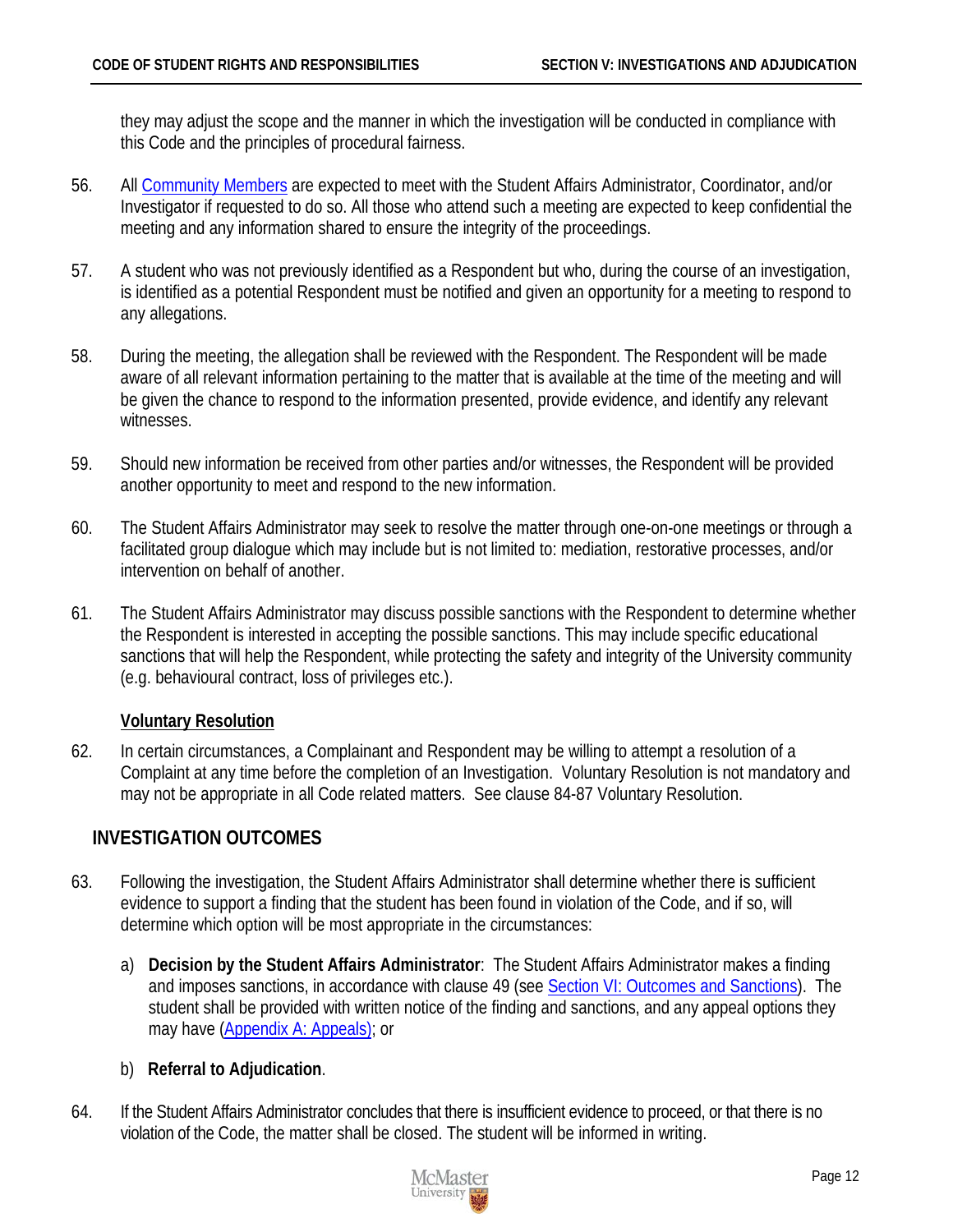they may adjust the scope and the manner in which the investigation will be conducted in compliance with this Code and the principles of procedural fairness.

56. All Community Members are expected to meet with the Student Affairs Administrator, Coordinator, and/or Investigator if requested to do so. All those who attend such a meeting are expected to keep confidential the meeting and any information shared to ensure the integrity of the proceedings.

57. A student who was not previously identified as a Respondent but who, during the course of an investigation, is identified as a potential Respondent must be notified and given an opportunity for a meeting to respond to any allegations.

58. During the meeting, the allegation shall be reviewed with the Respondent. The Respondent will be made aware of all relevant information pertaining to the matter that is available at the time of the meeting and will be given the chance to respond to the information presented, provide evidence, and identify any relevant witnesses.

59. Should new information be received from other parties and/or witnesses, the Respondent will be provided another opportunity to meet and respond to the new information.

60. The Student Affairs Administrator may seek to resolve the matter through one-on-one meetings or through a facilitated group dialogue which may include but is not limited to: mediation, restorative processes, and/or intervention on behalf of another.

61. The Student Affairs Administrator may discuss possible sanctions with the Respondent to determine whether the Respondent is interested in accepting the possible sanctions. This may include specific educational sanctions that will help the Respondent, while protecting the safety and integrity of the University community (e.g. behavioural contract, loss of privileges etc.).

**Voluntary Resolution**

62. In certain circumstances, a Complainant and Respondent may be willing to attempt a resolution of a Complaint at any time before the completion of an Investigation. Voluntary Resolution is not mandatory and may not be appropriate in all Code related matters. See clause 84-87 Voluntary Resolution.

## INVESTIGATION OUTCOMES

63. Following the investigation, the Student Affairs Administrator shall determine whether there is sufficient evidence to support a finding that the student has been found in violation of the Code, and if so, will determine which option will be most appropriate in the circumstances:

    a) **Decision by the Student Affairs Administrator**: The Student Affairs Administrator makes a finding and imposes sanctions, in accordance with clause 49 (see Section VI: Outcomes and Sanctions). The student shall be provided with written notice of the finding and sanctions, and any appeal options they may have (Appendix A: Appeals); or

    b) **Referral to Adjudication**.

64. If the Student Affairs Administrator concludes that there is insufficient evidence to proceed, or that there is no violation of the Code, the matter shall be closed. The student will be informed in writing.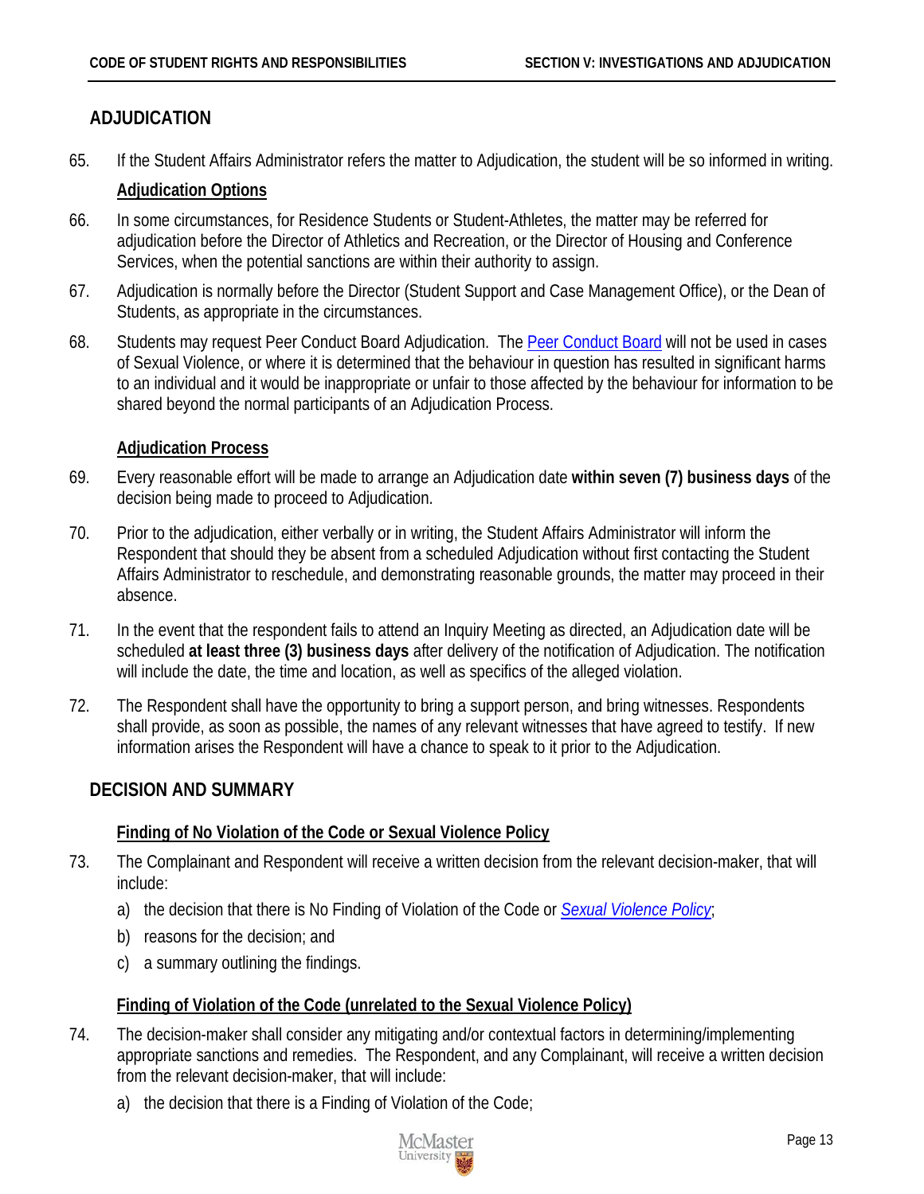## ADJUDICATION

65. If the Student Affairs Administrator refers the matter to Adjudication, the student will be so informed in writing.

### Adjudication Options

66. In some circumstances, for Residence Students or Student-Athletes, the matter may be referred for adjudication before the Director of Athletics and Recreation, or the Director of Housing and Conference Services, when the potential sanctions are within their authority to assign.

67. Adjudication is normally before the Director (Student Support and Case Management Office), or the Dean of Students, as appropriate in the circumstances.

68. Students may request Peer Conduct Board Adjudication. The Peer Conduct Board will not be used in cases of Sexual Violence, or where it is determined that the behaviour in question has resulted in significant harms to an individual and it would be inappropriate or unfair to those affected by the behaviour for information to be shared beyond the normal participants of an Adjudication Process.

### Adjudication Process

69. Every reasonable effort will be made to arrange an Adjudication date **within seven (7) business days** of the decision being made to proceed to Adjudication.

70. Prior to the adjudication, either verbally or in writing, the Student Affairs Administrator will inform the Respondent that should they be absent from a scheduled Adjudication without first contacting the Student Affairs Administrator to reschedule, and demonstrating reasonable grounds, the matter may proceed in their absence.

71. In the event that the respondent fails to attend an Inquiry Meeting as directed, an Adjudication date will be scheduled **at least three (3) business days** after delivery of the notification of Adjudication. The notification will include the date, the time and location, as well as specifics of the alleged violation.

72. The Respondent shall have the opportunity to bring a support person, and bring witnesses. Respondents shall provide, as soon as possible, the names of any relevant witnesses that have agreed to testify. If new information arises the Respondent will have a chance to speak to it prior to the Adjudication.

## DECISION AND SUMMARY

### Finding of No Violation of the Code or Sexual Violence Policy

73. The Complainant and Respondent will receive a written decision from the relevant decision-maker, that will include:

    a) the decision that there is No Finding of Violation of the Code or *Sexual Violence Policy*;

    b) reasons for the decision; and

    c) a summary outlining the findings.

### Finding of Violation of the Code (unrelated to the Sexual Violence Policy)

74. The decision-maker shall consider any mitigating and/or contextual factors in determining/implementing appropriate sanctions and remedies. The Respondent, and any Complainant, will receive a written decision from the relevant decision-maker, that will include:

    a) the decision that there is a Finding of Violation of the Code;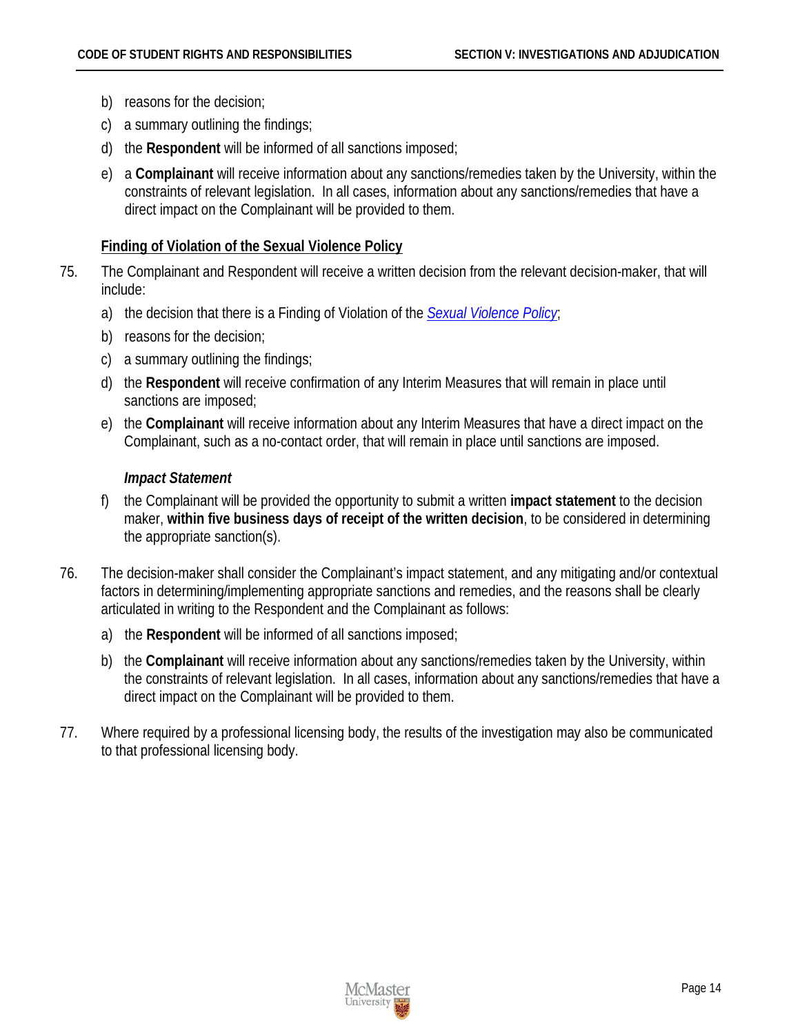b) reasons for the decision;

c) a summary outlining the findings;

d) the **Respondent** will be informed of all sanctions imposed;

e) a **Complainant** will receive information about any sanctions/remedies taken by the University, within the constraints of relevant legislation. In all cases, information about any sanctions/remedies that have a direct impact on the Complainant will be provided to them.

**Finding of Violation of the Sexual Violence Policy**

75. The Complainant and Respondent will receive a written decision from the relevant decision-maker, that will include:

   a) the decision that there is a Finding of Violation of the *Sexual Violence Policy*;

   b) reasons for the decision;

   c) a summary outlining the findings;

   d) the **Respondent** will receive confirmation of any Interim Measures that will remain in place until sanctions are imposed;

   e) the **Complainant** will receive information about any Interim Measures that have a direct impact on the Complainant, such as a no-contact order, that will remain in place until sanctions are imposed.

   ***Impact Statement***

   f) the Complainant will be provided the opportunity to submit a written **impact statement** to the decision maker, **within five business days of receipt of the written decision**, to be considered in determining the appropriate sanction(s).

76. The decision-maker shall consider the Complainant's impact statement, and any mitigating and/or contextual factors in determining/implementing appropriate sanctions and remedies, and the reasons shall be clearly articulated in writing to the Respondent and the Complainant as follows:

   a) the **Respondent** will be informed of all sanctions imposed;

   b) the **Complainant** will receive information about any sanctions/remedies taken by the University, within the constraints of relevant legislation. In all cases, information about any sanctions/remedies that have a direct impact on the Complainant will be provided to them.

77. Where required by a professional licensing body, the results of the investigation may also be communicated to that professional licensing body.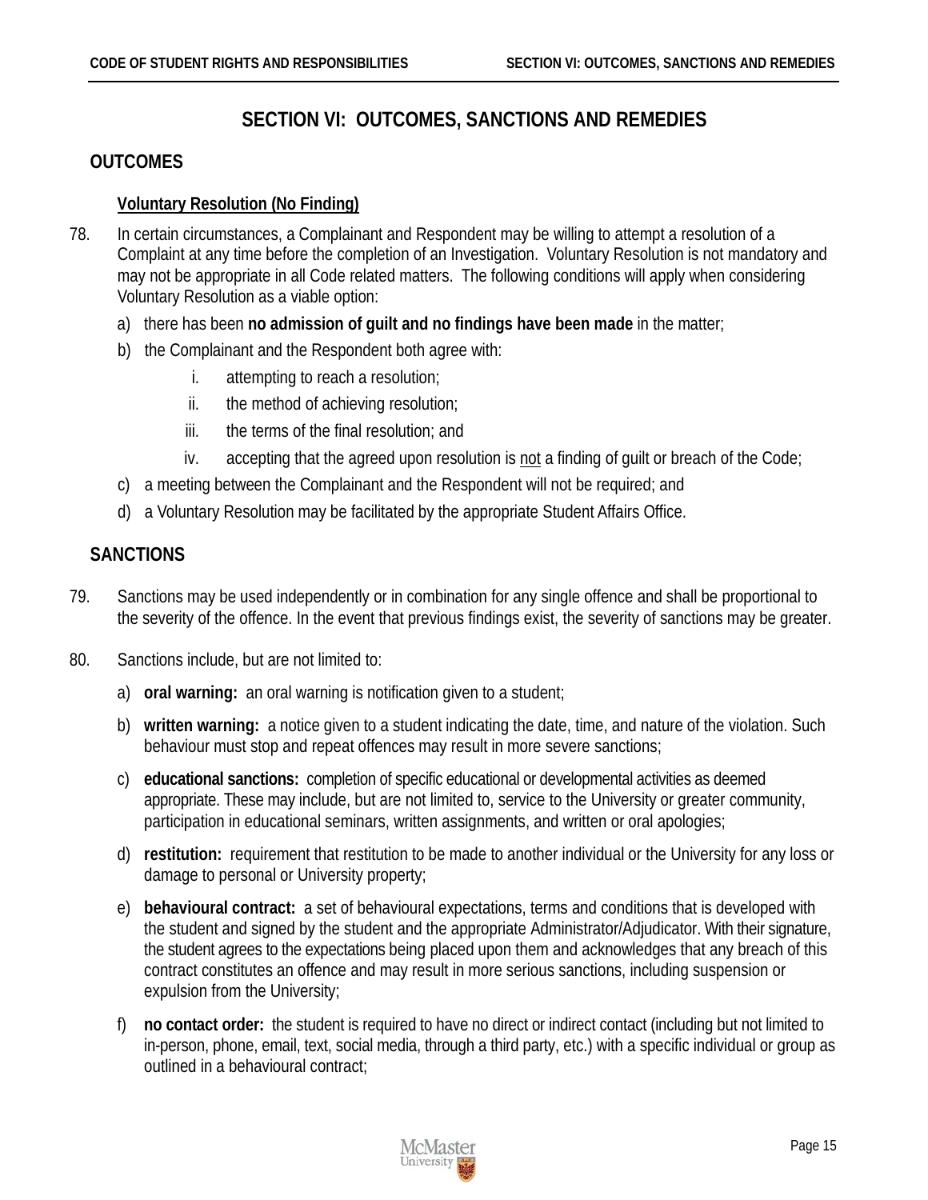# SECTION VI: OUTCOMES, SANCTIONS AND REMEDIES

## OUTCOMES

### Voluntary Resolution (No Finding)

78. In certain circumstances, a Complainant and Respondent may be willing to attempt a resolution of a Complaint at any time before the completion of an Investigation. Voluntary Resolution is not mandatory and may not be appropriate in all Code related matters. The following conditions will apply when considering Voluntary Resolution as a viable option:

    a) there has been **no admission of guilt and no findings have been made** in the matter;

    b) the Complainant and the Respondent both agree with:

        i. attempting to reach a resolution;

        ii. the method of achieving resolution;

        iii. the terms of the final resolution; and

        iv. accepting that the agreed upon resolution is <u>not</u> a finding of guilt or breach of the Code;

    c) a meeting between the Complainant and the Respondent will not be required; and

    d) a Voluntary Resolution may be facilitated by the appropriate Student Affairs Office.

## SANCTIONS

79. Sanctions may be used independently or in combination for any single offence and shall be proportional to the severity of the offence. In the event that previous findings exist, the severity of sanctions may be greater.

80. Sanctions include, but are not limited to:

    a) **oral warning:** an oral warning is notification given to a student;

    b) **written warning:** a notice given to a student indicating the date, time, and nature of the violation. Such behaviour must stop and repeat offences may result in more severe sanctions;

    c) **educational sanctions:** completion of specific educational or developmental activities as deemed appropriate. These may include, but are not limited to, service to the University or greater community, participation in educational seminars, written assignments, and written or oral apologies;

    d) **restitution:** requirement that restitution to be made to another individual or the University for any loss or damage to personal or University property;

    e) **behavioural contract:** a set of behavioural expectations, terms and conditions that is developed with the student and signed by the student and the appropriate Administrator/Adjudicator. With their signature, the student agrees to the expectations being placed upon them and acknowledges that any breach of this contract constitutes an offence and may result in more serious sanctions, including suspension or expulsion from the University;

    f) **no contact order:** the student is required to have no direct or indirect contact (including but not limited to in-person, phone, email, text, social media, through a third party, etc.) with a specific individual or group as outlined in a behavioural contract;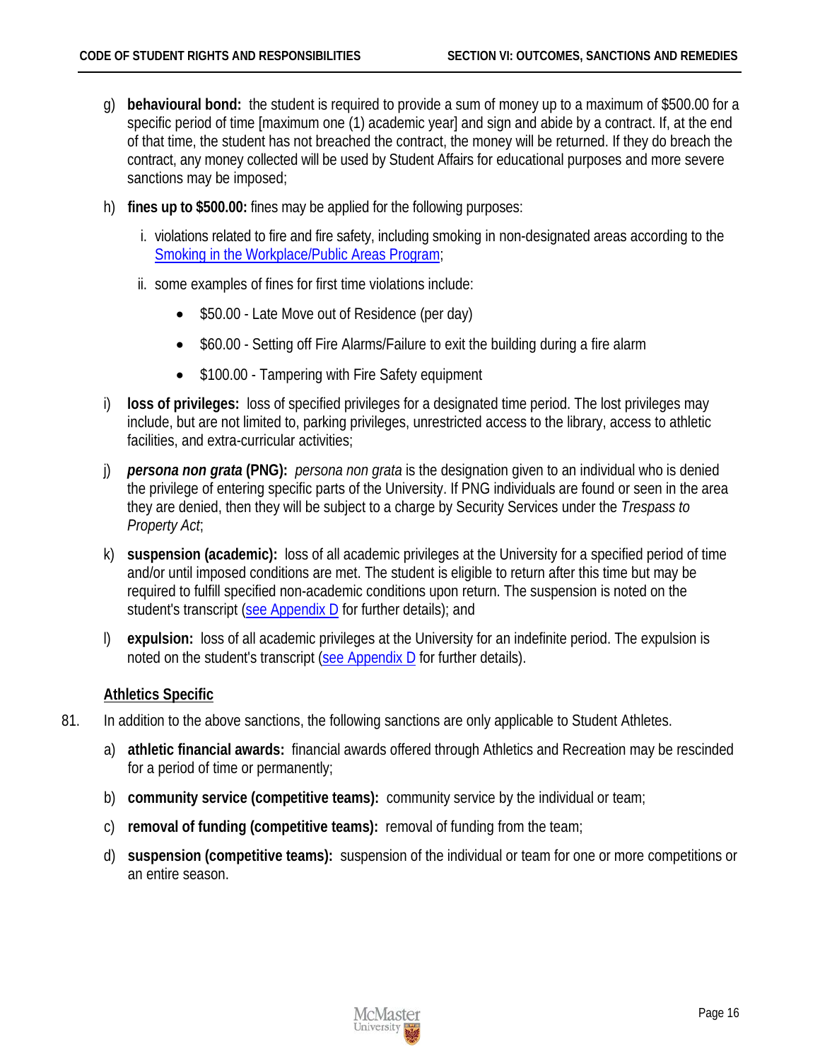g) **behavioural bond:** the student is required to provide a sum of money up to a maximum of $500.00 for a specific period of time [maximum one (1) academic year] and sign and abide by a contract. If, at the end of that time, the student has not breached the contract, the money will be returned. If they do breach the contract, any money collected will be used by Student Affairs for educational purposes and more severe sanctions may be imposed;

h) **fines up to $500.00:** fines may be applied for the following purposes:

   i. violations related to fire and fire safety, including smoking in non-designated areas according to the [Smoking in the Workplace/Public Areas Program](#);

   ii. some examples of fines for first time violations include:

      - $50.00 - Late Move out of Residence (per day)
      - $60.00 - Setting off Fire Alarms/Failure to exit the building during a fire alarm
      - $100.00 - Tampering with Fire Safety equipment

i) **loss of privileges:** loss of specified privileges for a designated time period. The lost privileges may include, but are not limited to, parking privileges, unrestricted access to the library, access to athletic facilities, and extra-curricular activities;

j) ***persona non grata* (PNG):** *persona non grata* is the designation given to an individual who is denied the privilege of entering specific parts of the University. If PNG individuals are found or seen in the area they are denied, then they will be subject to a charge by Security Services under the *Trespass to Property Act*;

k) **suspension (academic):** loss of all academic privileges at the University for a specified period of time and/or until imposed conditions are met. The student is eligible to return after this time but may be required to fulfill specified non-academic conditions upon return. The suspension is noted on the student's transcript ([see Appendix D](#) for further details); and

l) **expulsion:** loss of all academic privileges at the University for an indefinite period. The expulsion is noted on the student's transcript ([see Appendix D](#) for further details).

**Athletics Specific**

81. In addition to the above sanctions, the following sanctions are only applicable to Student Athletes.

   a) **athletic financial awards:** financial awards offered through Athletics and Recreation may be rescinded for a period of time or permanently;

   b) **community service (competitive teams):** community service by the individual or team;

   c) **removal of funding (competitive teams):** removal of funding from the team;

   d) **suspension (competitive teams):** suspension of the individual or team for one or more competitions or an entire season.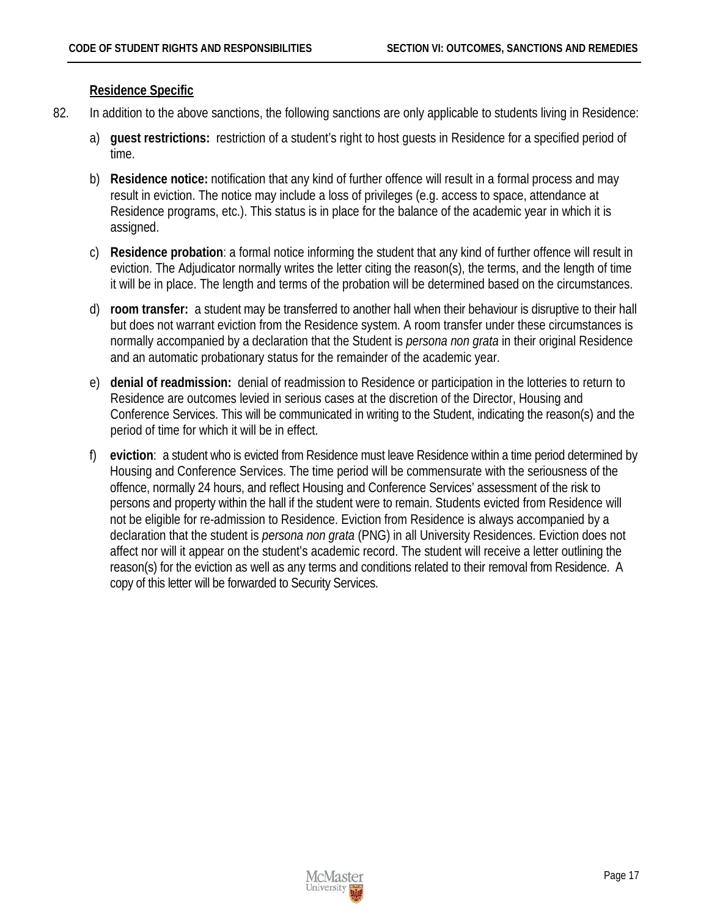**Residence Specific**

82. In addition to the above sanctions, the following sanctions are only applicable to students living in Residence:

   a) **guest restrictions:** restriction of a student's right to host guests in Residence for a specified period of time.

   b) **Residence notice:** notification that any kind of further offence will result in a formal process and may result in eviction. The notice may include a loss of privileges (e.g. access to space, attendance at Residence programs, etc.). This status is in place for the balance of the academic year in which it is assigned.

   c) **Residence probation**: a formal notice informing the student that any kind of further offence will result in eviction. The Adjudicator normally writes the letter citing the reason(s), the terms, and the length of time it will be in place. The length and terms of the probation will be determined based on the circumstances.

   d) **room transfer:** a student may be transferred to another hall when their behaviour is disruptive to their hall but does not warrant eviction from the Residence system. A room transfer under these circumstances is normally accompanied by a declaration that the Student is *persona non grata* in their original Residence and an automatic probationary status for the remainder of the academic year.

   e) **denial of readmission:** denial of readmission to Residence or participation in the lotteries to return to Residence are outcomes levied in serious cases at the discretion of the Director, Housing and Conference Services. This will be communicated in writing to the Student, indicating the reason(s) and the period of time for which it will be in effect.

   f) **eviction**: a student who is evicted from Residence must leave Residence within a time period determined by Housing and Conference Services. The time period will be commensurate with the seriousness of the offence, normally 24 hours, and reflect Housing and Conference Services' assessment of the risk to persons and property within the hall if the student were to remain. Students evicted from Residence will not be eligible for re-admission to Residence. Eviction from Residence is always accompanied by a declaration that the student is *persona non grata* (PNG) in all University Residences. Eviction does not affect nor will it appear on the student's academic record. The student will receive a letter outlining the reason(s) for the eviction as well as any terms and conditions related to their removal from Residence. A copy of this letter will be forwarded to Security Services.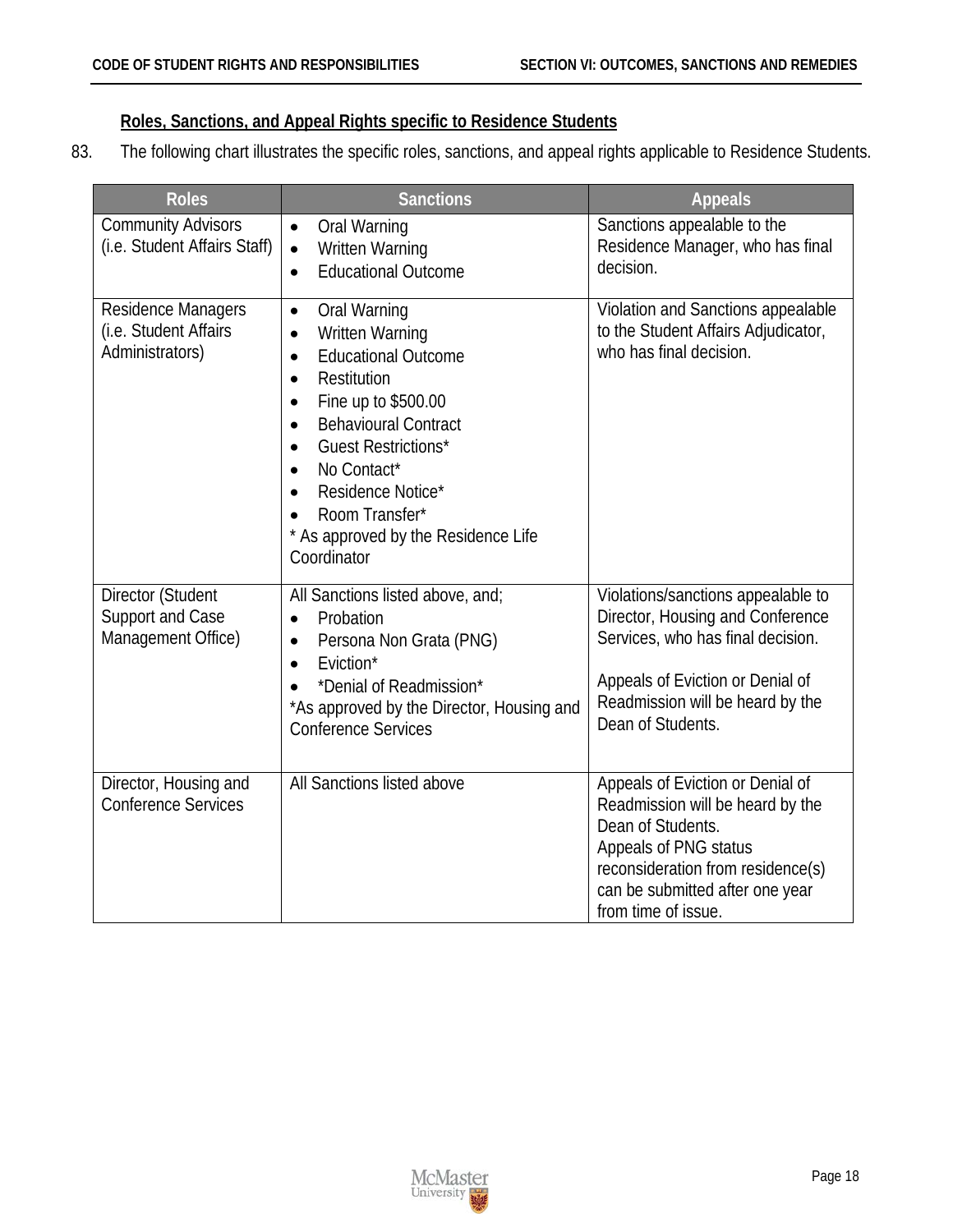### Roles, Sanctions, and Appeal Rights specific to Residence Students

83. The following chart illustrates the specific roles, sanctions, and appeal rights applicable to Residence Students.

| Roles | Sanctions | Appeals |
|---|---|---|
| Community Advisors (i.e. Student Affairs Staff) | • Oral Warning<br>• Written Warning<br>• Educational Outcome | Sanctions appealable to the Residence Manager, who has final decision. |
| Residence Managers (i.e. Student Affairs Administrators) | • Oral Warning<br>• Written Warning<br>• Educational Outcome<br>• Restitution<br>• Fine up to $500.00<br>• Behavioural Contract<br>• Guest Restrictions*<br>• No Contact*<br>• Residence Notice*<br>• Room Transfer*<br>* As approved by the Residence Life Coordinator | Violation and Sanctions appealable to the Student Affairs Adjudicator, who has final decision. |
| Director (Student Support and Case Management Office) | All Sanctions listed above, and;<br>• Probation<br>• Persona Non Grata (PNG)<br>• Eviction*<br>• *Denial of Readmission*<br>*As approved by the Director, Housing and Conference Services | Violations/sanctions appealable to Director, Housing and Conference Services, who has final decision.<br><br>Appeals of Eviction or Denial of Readmission will be heard by the Dean of Students. |
| Director, Housing and Conference Services | All Sanctions listed above | Appeals of Eviction or Denial of Readmission will be heard by the Dean of Students.<br>Appeals of PNG status reconsideration from residence(s) can be submitted after one year from time of issue. |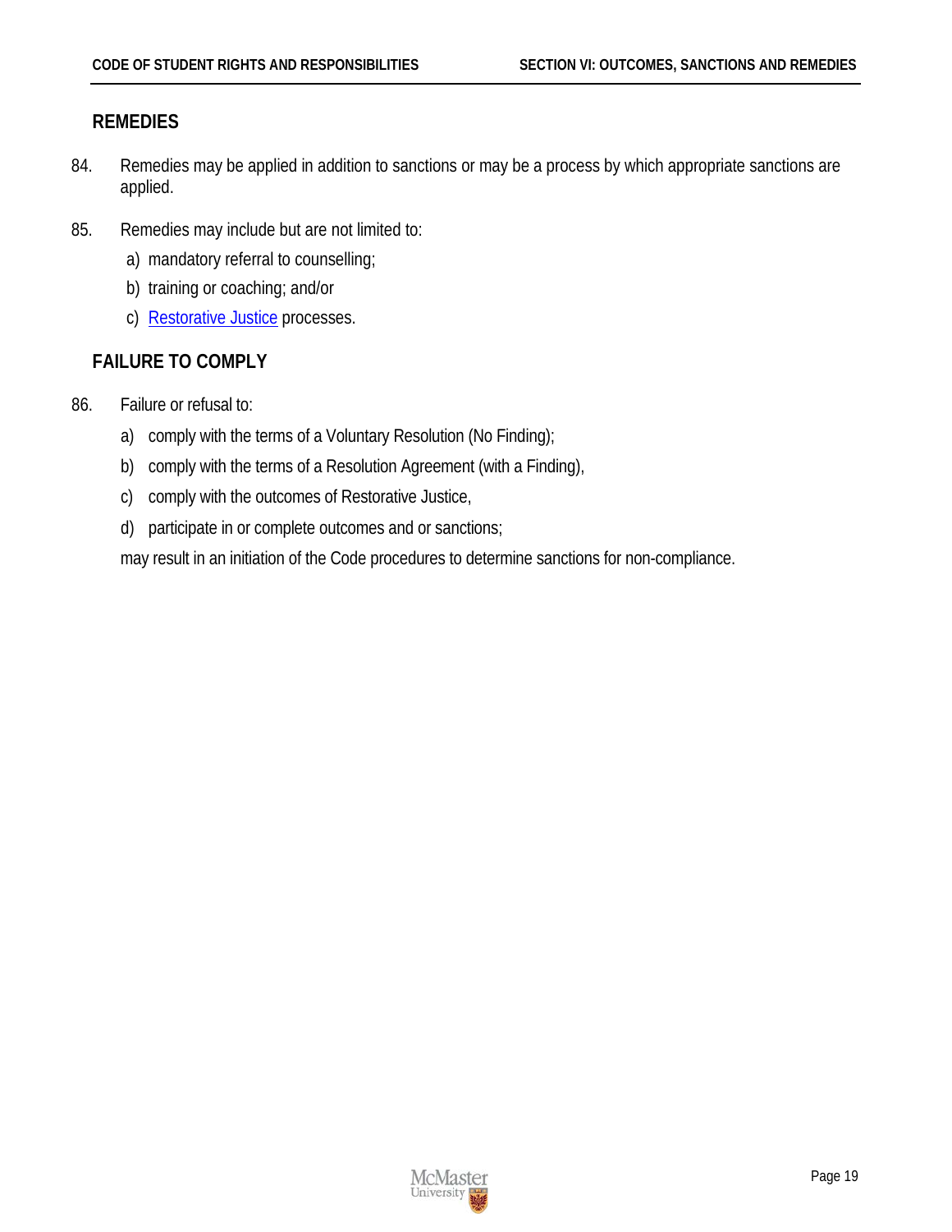## REMEDIES

84. Remedies may be applied in addition to sanctions or may be a process by which appropriate sanctions are applied.

85. Remedies may include but are not limited to:
    a) mandatory referral to counselling;
    b) training or coaching; and/or
    c) [Restorative Justice]() processes.

## FAILURE TO COMPLY

86. Failure or refusal to:
    a) comply with the terms of a Voluntary Resolution (No Finding);
    b) comply with the terms of a Resolution Agreement (with a Finding),
    c) comply with the outcomes of Restorative Justice,
    d) participate in or complete outcomes and or sanctions;

    may result in an initiation of the Code procedures to determine sanctions for non-compliance.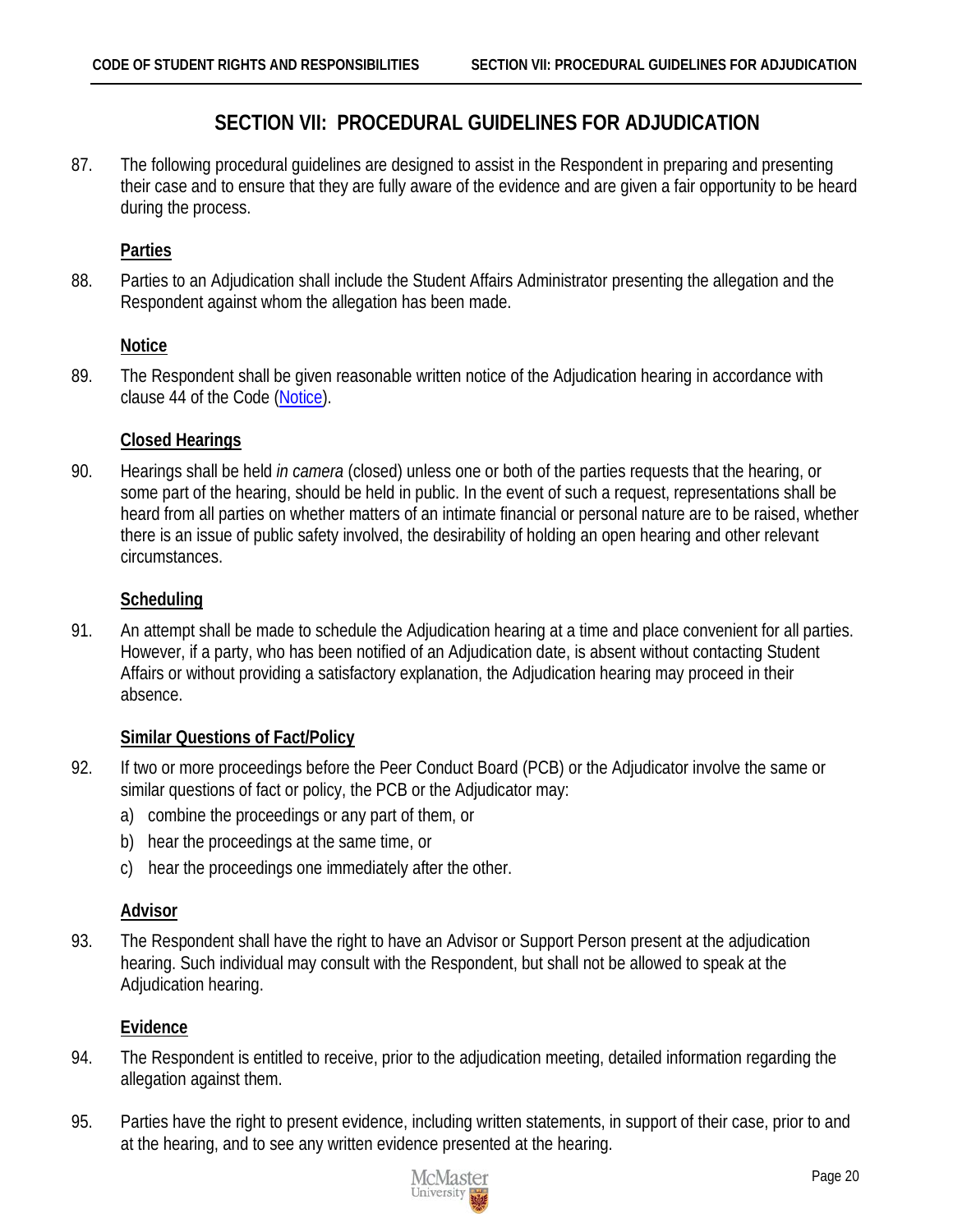# SECTION VII: PROCEDURAL GUIDELINES FOR ADJUDICATION

87. The following procedural guidelines are designed to assist in the Respondent in preparing and presenting their case and to ensure that they are fully aware of the evidence and are given a fair opportunity to be heard during the process.

### Parties

88. Parties to an Adjudication shall include the Student Affairs Administrator presenting the allegation and the Respondent against whom the allegation has been made.

### Notice

89. The Respondent shall be given reasonable written notice of the Adjudication hearing in accordance with clause 44 of the Code (Notice).

### Closed Hearings

90. Hearings shall be held *in camera* (closed) unless one or both of the parties requests that the hearing, or some part of the hearing, should be held in public. In the event of such a request, representations shall be heard from all parties on whether matters of an intimate financial or personal nature are to be raised, whether there is an issue of public safety involved, the desirability of holding an open hearing and other relevant circumstances.

### Scheduling

91. An attempt shall be made to schedule the Adjudication hearing at a time and place convenient for all parties. However, if a party, who has been notified of an Adjudication date, is absent without contacting Student Affairs or without providing a satisfactory explanation, the Adjudication hearing may proceed in their absence.

### Similar Questions of Fact/Policy

92. If two or more proceedings before the Peer Conduct Board (PCB) or the Adjudicator involve the same or similar questions of fact or policy, the PCB or the Adjudicator may:
    a) combine the proceedings or any part of them, or
    b) hear the proceedings at the same time, or
    c) hear the proceedings one immediately after the other.

### Advisor

93. The Respondent shall have the right to have an Advisor or Support Person present at the adjudication hearing. Such individual may consult with the Respondent, but shall not be allowed to speak at the Adjudication hearing.

### Evidence

94. The Respondent is entitled to receive, prior to the adjudication meeting, detailed information regarding the allegation against them.

95. Parties have the right to present evidence, including written statements, in support of their case, prior to and at the hearing, and to see any written evidence presented at the hearing.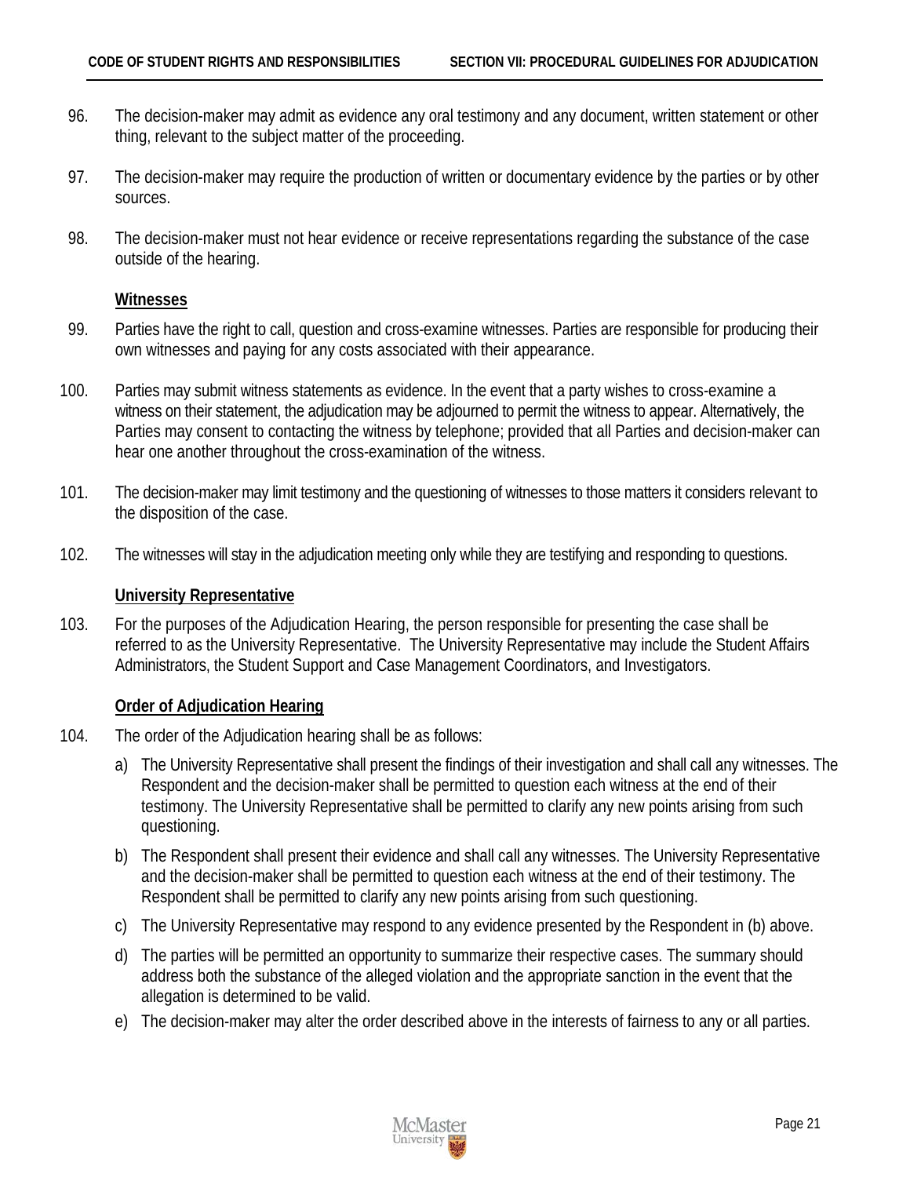96. The decision-maker may admit as evidence any oral testimony and any document, written statement or other thing, relevant to the subject matter of the proceeding.

97. The decision-maker may require the production of written or documentary evidence by the parties or by other sources.

98. The decision-maker must not hear evidence or receive representations regarding the substance of the case outside of the hearing.

**Witnesses**

99. Parties have the right to call, question and cross-examine witnesses. Parties are responsible for producing their own witnesses and paying for any costs associated with their appearance.

100. Parties may submit witness statements as evidence. In the event that a party wishes to cross-examine a witness on their statement, the adjudication may be adjourned to permit the witness to appear. Alternatively, the Parties may consent to contacting the witness by telephone; provided that all Parties and decision-maker can hear one another throughout the cross-examination of the witness.

101. The decision-maker may limit testimony and the questioning of witnesses to those matters it considers relevant to the disposition of the case.

102. The witnesses will stay in the adjudication meeting only while they are testifying and responding to questions.

**University Representative**

103. For the purposes of the Adjudication Hearing, the person responsible for presenting the case shall be referred to as the University Representative. The University Representative may include the Student Affairs Administrators, the Student Support and Case Management Coordinators, and Investigators.

**Order of Adjudication Hearing**

104. The order of the Adjudication hearing shall be as follows:

   a) The University Representative shall present the findings of their investigation and shall call any witnesses. The Respondent and the decision-maker shall be permitted to question each witness at the end of their testimony. The University Representative shall be permitted to clarify any new points arising from such questioning.

   b) The Respondent shall present their evidence and shall call any witnesses. The University Representative and the decision-maker shall be permitted to question each witness at the end of their testimony. The Respondent shall be permitted to clarify any new points arising from such questioning.

   c) The University Representative may respond to any evidence presented by the Respondent in (b) above.

   d) The parties will be permitted an opportunity to summarize their respective cases. The summary should address both the substance of the alleged violation and the appropriate sanction in the event that the allegation is determined to be valid.

   e) The decision-maker may alter the order described above in the interests of fairness to any or all parties.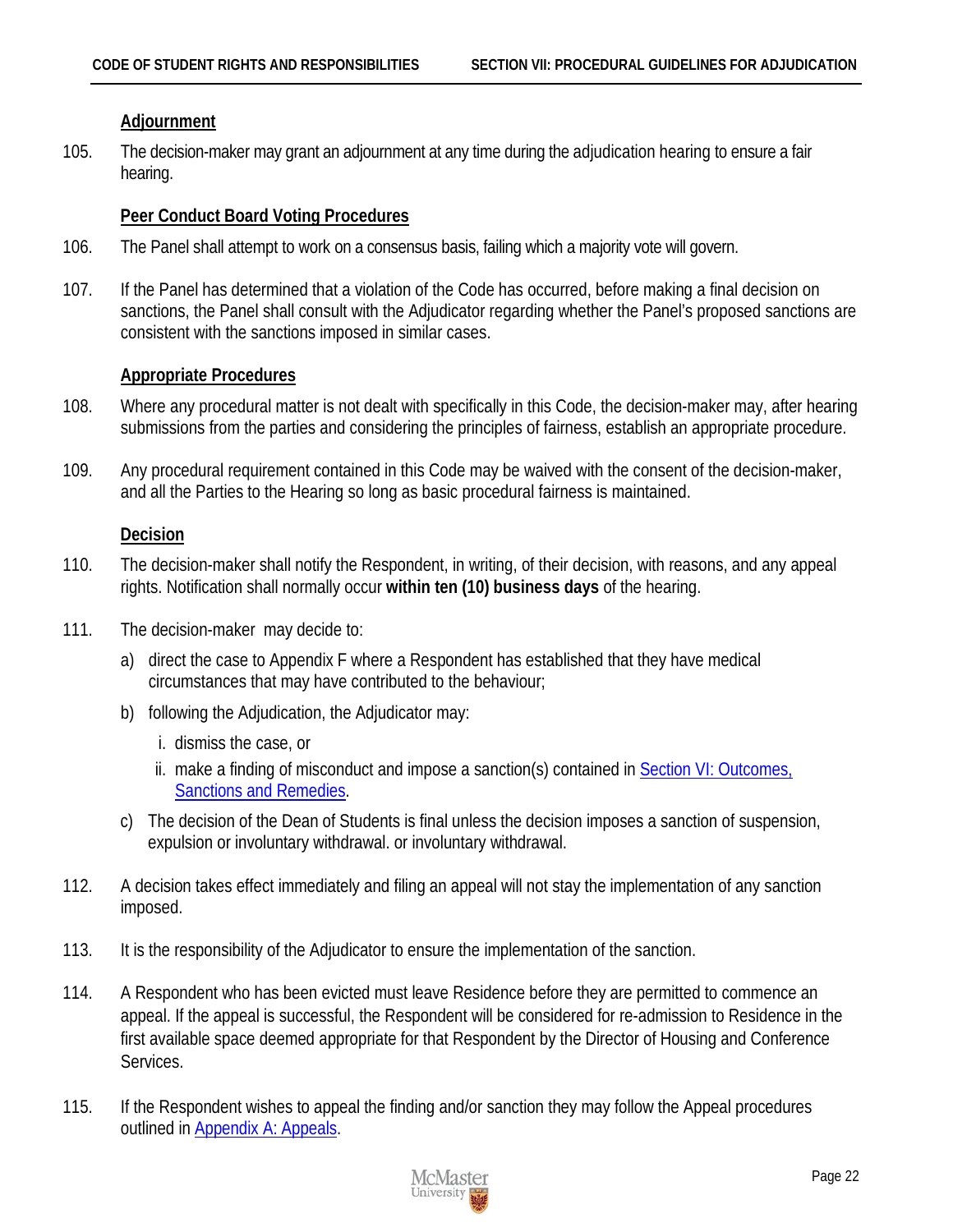### Adjournment

105. The decision-maker may grant an adjournment at any time during the adjudication hearing to ensure a fair hearing.

### Peer Conduct Board Voting Procedures

106. The Panel shall attempt to work on a consensus basis, failing which a majority vote will govern.

107. If the Panel has determined that a violation of the Code has occurred, before making a final decision on sanctions, the Panel shall consult with the Adjudicator regarding whether the Panel's proposed sanctions are consistent with the sanctions imposed in similar cases.

### Appropriate Procedures

108. Where any procedural matter is not dealt with specifically in this Code, the decision-maker may, after hearing submissions from the parties and considering the principles of fairness, establish an appropriate procedure.

109. Any procedural requirement contained in this Code may be waived with the consent of the decision-maker, and all the Parties to the Hearing so long as basic procedural fairness is maintained.

### Decision

110. The decision-maker shall notify the Respondent, in writing, of their decision, with reasons, and any appeal rights. Notification shall normally occur **within ten (10) business days** of the hearing.

111. The decision-maker may decide to:

    a) direct the case to Appendix F where a Respondent has established that they have medical circumstances that may have contributed to the behaviour;

    b) following the Adjudication, the Adjudicator may:

       i. dismiss the case, or

       ii. make a finding of misconduct and impose a sanction(s) contained in Section VI: Outcomes, Sanctions and Remedies.

    c) The decision of the Dean of Students is final unless the decision imposes a sanction of suspension, expulsion or involuntary withdrawal. or involuntary withdrawal.

112. A decision takes effect immediately and filing an appeal will not stay the implementation of any sanction imposed.

113. It is the responsibility of the Adjudicator to ensure the implementation of the sanction.

114. A Respondent who has been evicted must leave Residence before they are permitted to commence an appeal. If the appeal is successful, the Respondent will be considered for re-admission to Residence in the first available space deemed appropriate for that Respondent by the Director of Housing and Conference Services.

115. If the Respondent wishes to appeal the finding and/or sanction they may follow the Appeal procedures outlined in Appendix A: Appeals.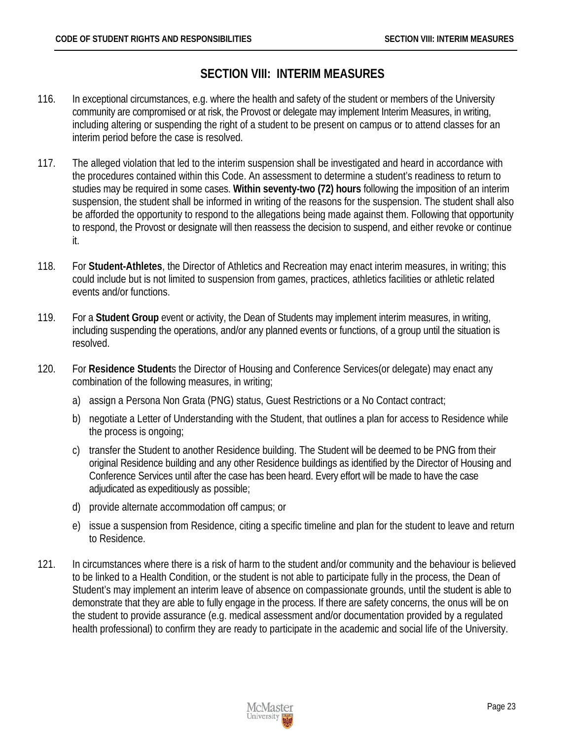## SECTION VIII: INTERIM MEASURES

116. In exceptional circumstances, e.g. where the health and safety of the student or members of the University community are compromised or at risk, the Provost or delegate may implement Interim Measures, in writing, including altering or suspending the right of a student to be present on campus or to attend classes for an interim period before the case is resolved.

117. The alleged violation that led to the interim suspension shall be investigated and heard in accordance with the procedures contained within this Code. An assessment to determine a student's readiness to return to studies may be required in some cases. **Within seventy-two (72) hours** following the imposition of an interim suspension, the student shall be informed in writing of the reasons for the suspension. The student shall also be afforded the opportunity to respond to the allegations being made against them. Following that opportunity to respond, the Provost or designate will then reassess the decision to suspend, and either revoke or continue it.

118. For **Student-Athletes**, the Director of Athletics and Recreation may enact interim measures, in writing; this could include but is not limited to suspension from games, practices, athletics facilities or athletic related events and/or functions.

119. For a **Student Group** event or activity, the Dean of Students may implement interim measures, in writing, including suspending the operations, and/or any planned events or functions, of a group until the situation is resolved.

120. For **Residence Student**s the Director of Housing and Conference Services(or delegate) may enact any combination of the following measures, in writing;

    a) assign a Persona Non Grata (PNG) status, Guest Restrictions or a No Contact contract;

    b) negotiate a Letter of Understanding with the Student, that outlines a plan for access to Residence while the process is ongoing;

    c) transfer the Student to another Residence building. The Student will be deemed to be PNG from their original Residence building and any other Residence buildings as identified by the Director of Housing and Conference Services until after the case has been heard. Every effort will be made to have the case adjudicated as expeditiously as possible;

    d) provide alternate accommodation off campus; or

    e) issue a suspension from Residence, citing a specific timeline and plan for the student to leave and return to Residence.

121. In circumstances where there is a risk of harm to the student and/or community and the behaviour is believed to be linked to a Health Condition, or the student is not able to participate fully in the process, the Dean of Student's may implement an interim leave of absence on compassionate grounds, until the student is able to demonstrate that they are able to fully engage in the process. If there are safety concerns, the onus will be on the student to provide assurance (e.g. medical assessment and/or documentation provided by a regulated health professional) to confirm they are ready to participate in the academic and social life of the University.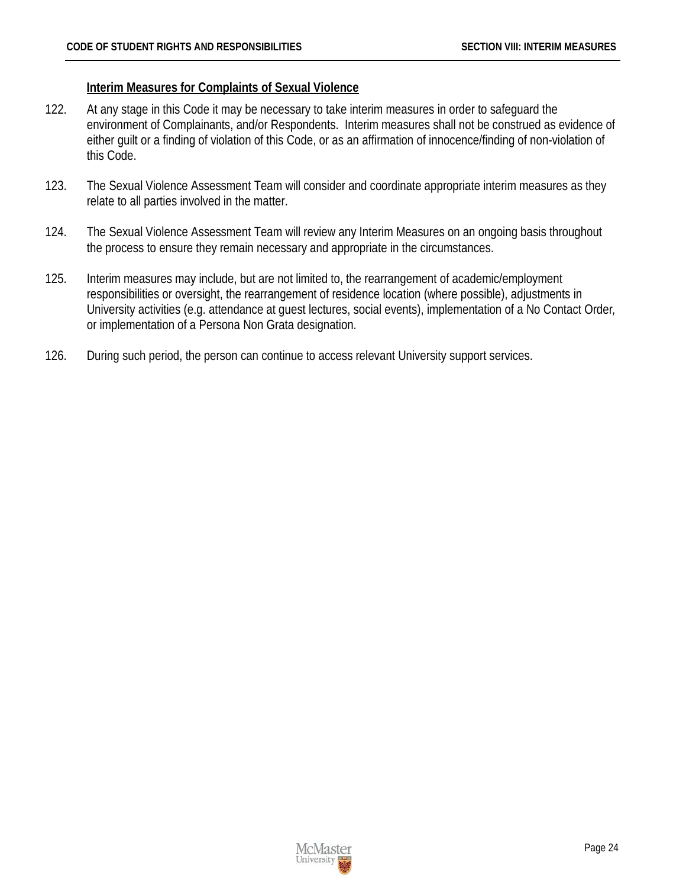### Interim Measures for Complaints of Sexual Violence

122. At any stage in this Code it may be necessary to take interim measures in order to safeguard the environment of Complainants, and/or Respondents. Interim measures shall not be construed as evidence of either guilt or a finding of violation of this Code, or as an affirmation of innocence/finding of non-violation of this Code.

123. The Sexual Violence Assessment Team will consider and coordinate appropriate interim measures as they relate to all parties involved in the matter.

124. The Sexual Violence Assessment Team will review any Interim Measures on an ongoing basis throughout the process to ensure they remain necessary and appropriate in the circumstances.

125. Interim measures may include, but are not limited to, the rearrangement of academic/employment responsibilities or oversight, the rearrangement of residence location (where possible), adjustments in University activities (e.g. attendance at guest lectures, social events), implementation of a No Contact Order, or implementation of a Persona Non Grata designation.

126. During such period, the person can continue to access relevant University support services.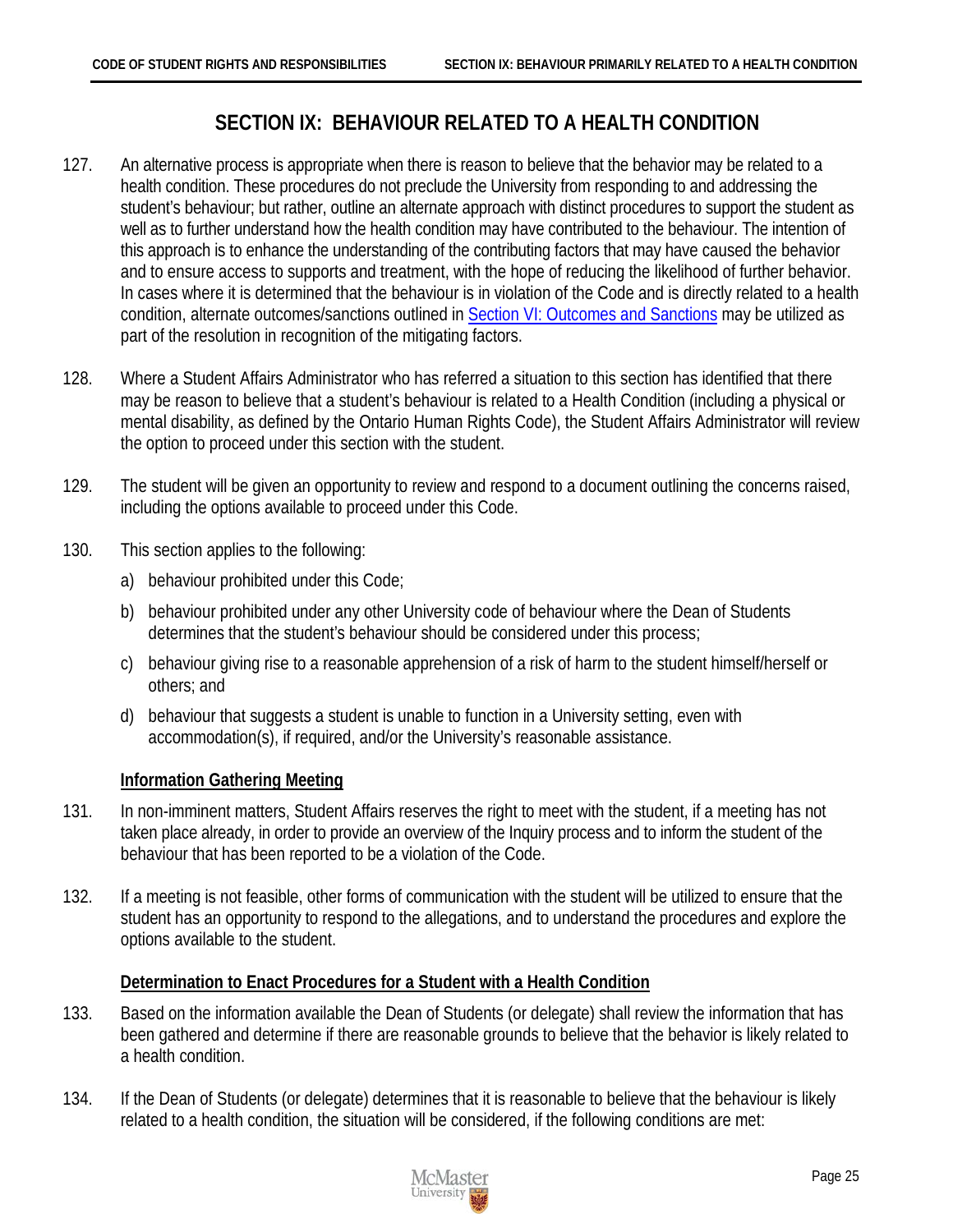# SECTION IX: BEHAVIOUR RELATED TO A HEALTH CONDITION

127. An alternative process is appropriate when there is reason to believe that the behavior may be related to a health condition. These procedures do not preclude the University from responding to and addressing the student's behaviour; but rather, outline an alternate approach with distinct procedures to support the student as well as to further understand how the health condition may have contributed to the behaviour. The intention of this approach is to enhance the understanding of the contributing factors that may have caused the behavior and to ensure access to supports and treatment, with the hope of reducing the likelihood of further behavior. In cases where it is determined that the behaviour is in violation of the Code and is directly related to a health condition, alternate outcomes/sanctions outlined in Section VI: Outcomes and Sanctions may be utilized as part of the resolution in recognition of the mitigating factors.

128. Where a Student Affairs Administrator who has referred a situation to this section has identified that there may be reason to believe that a student's behaviour is related to a Health Condition (including a physical or mental disability, as defined by the Ontario Human Rights Code), the Student Affairs Administrator will review the option to proceed under this section with the student.

129. The student will be given an opportunity to review and respond to a document outlining the concerns raised, including the options available to proceed under this Code.

130. This section applies to the following:

    a) behaviour prohibited under this Code;

    b) behaviour prohibited under any other University code of behaviour where the Dean of Students determines that the student's behaviour should be considered under this process;

    c) behaviour giving rise to a reasonable apprehension of a risk of harm to the student himself/herself or others; and

    d) behaviour that suggests a student is unable to function in a University setting, even with accommodation(s), if required, and/or the University's reasonable assistance.

**Information Gathering Meeting**

131. In non-imminent matters, Student Affairs reserves the right to meet with the student, if a meeting has not taken place already, in order to provide an overview of the Inquiry process and to inform the student of the behaviour that has been reported to be a violation of the Code.

132. If a meeting is not feasible, other forms of communication with the student will be utilized to ensure that the student has an opportunity to respond to the allegations, and to understand the procedures and explore the options available to the student.

**Determination to Enact Procedures for a Student with a Health Condition**

133. Based on the information available the Dean of Students (or delegate) shall review the information that has been gathered and determine if there are reasonable grounds to believe that the behavior is likely related to a health condition.

134. If the Dean of Students (or delegate) determines that it is reasonable to believe that the behaviour is likely related to a health condition, the situation will be considered, if the following conditions are met: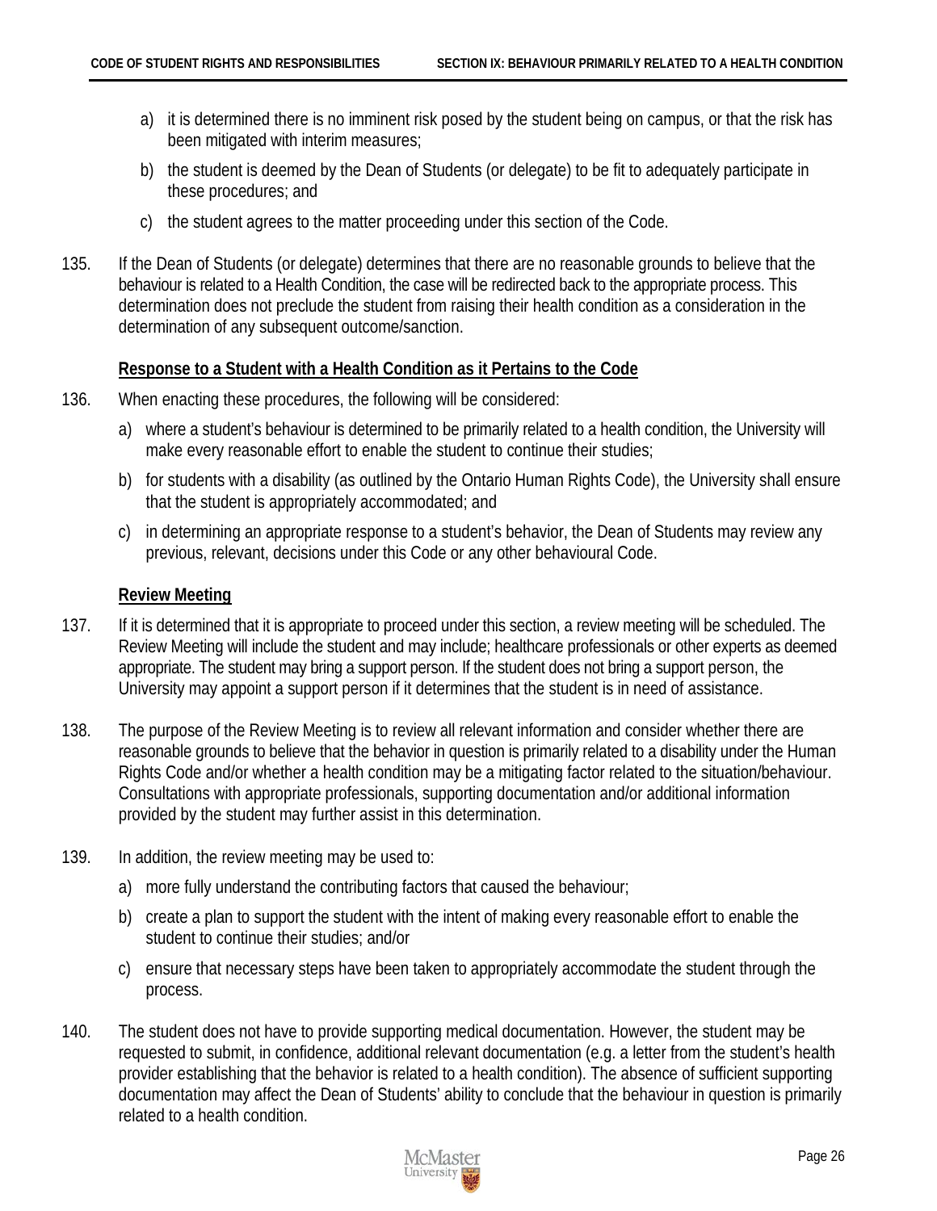a) it is determined there is no imminent risk posed by the student being on campus, or that the risk has been mitigated with interim measures;

b) the student is deemed by the Dean of Students (or delegate) to be fit to adequately participate in these procedures; and

c) the student agrees to the matter proceeding under this section of the Code.

135. If the Dean of Students (or delegate) determines that there are no reasonable grounds to believe that the behaviour is related to a Health Condition, the case will be redirected back to the appropriate process. This determination does not preclude the student from raising their health condition as a consideration in the determination of any subsequent outcome/sanction.

**Response to a Student with a Health Condition as it Pertains to the Code**

136. When enacting these procedures, the following will be considered:

a) where a student's behaviour is determined to be primarily related to a health condition, the University will make every reasonable effort to enable the student to continue their studies;

b) for students with a disability (as outlined by the Ontario Human Rights Code), the University shall ensure that the student is appropriately accommodated; and

c) in determining an appropriate response to a student's behavior, the Dean of Students may review any previous, relevant, decisions under this Code or any other behavioural Code.

**Review Meeting**

137. If it is determined that it is appropriate to proceed under this section, a review meeting will be scheduled. The Review Meeting will include the student and may include; healthcare professionals or other experts as deemed appropriate. The student may bring a support person. If the student does not bring a support person, the University may appoint a support person if it determines that the student is in need of assistance.

138. The purpose of the Review Meeting is to review all relevant information and consider whether there are reasonable grounds to believe that the behavior in question is primarily related to a disability under the Human Rights Code and/or whether a health condition may be a mitigating factor related to the situation/behaviour. Consultations with appropriate professionals, supporting documentation and/or additional information provided by the student may further assist in this determination.

139. In addition, the review meeting may be used to:

a) more fully understand the contributing factors that caused the behaviour;

b) create a plan to support the student with the intent of making every reasonable effort to enable the student to continue their studies; and/or

c) ensure that necessary steps have been taken to appropriately accommodate the student through the process.

140. The student does not have to provide supporting medical documentation. However, the student may be requested to submit, in confidence, additional relevant documentation (e.g. a letter from the student's health provider establishing that the behavior is related to a health condition). The absence of sufficient supporting documentation may affect the Dean of Students' ability to conclude that the behaviour in question is primarily related to a health condition.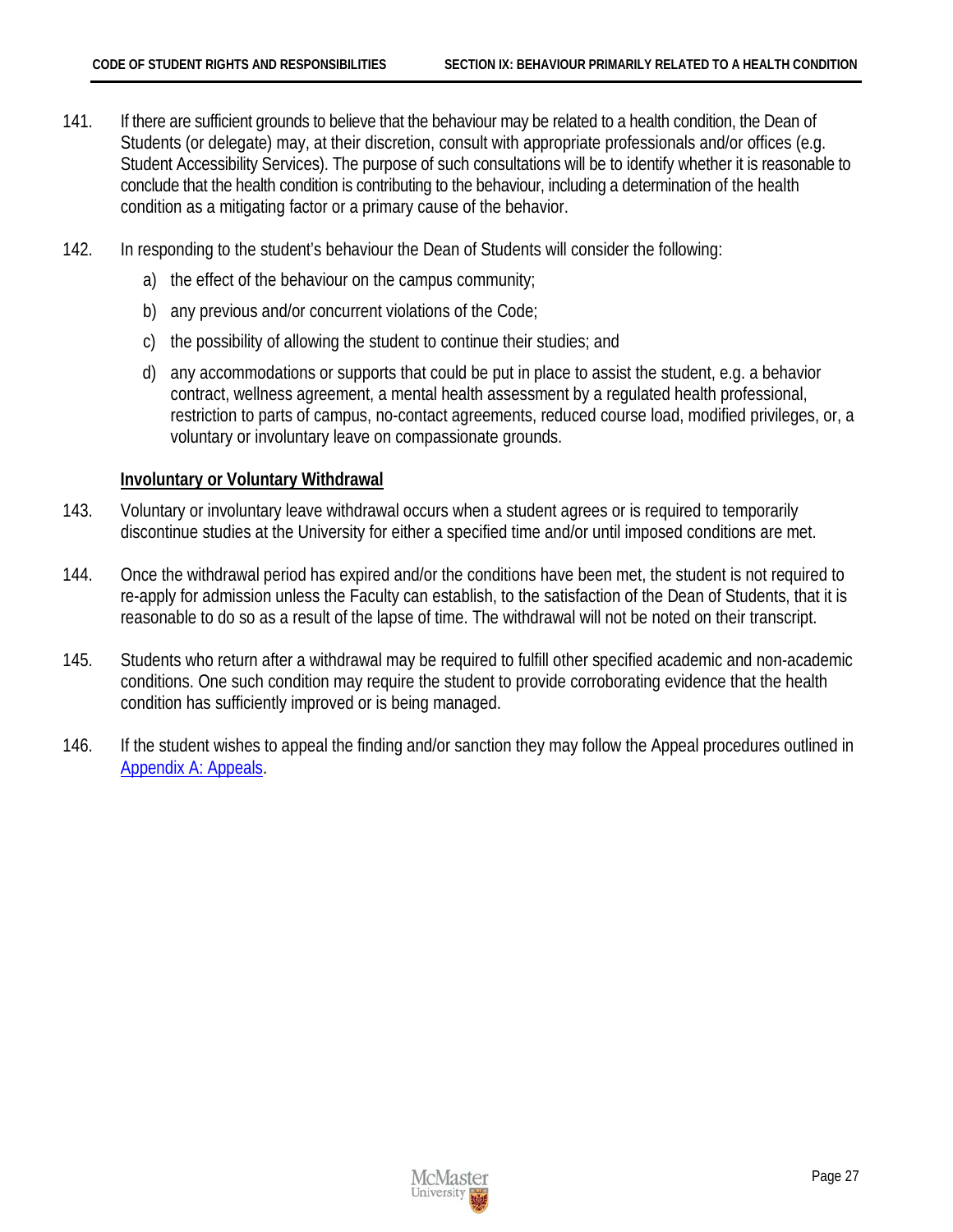141. If there are sufficient grounds to believe that the behaviour may be related to a health condition, the Dean of Students (or delegate) may, at their discretion, consult with appropriate professionals and/or offices (e.g. Student Accessibility Services). The purpose of such consultations will be to identify whether it is reasonable to conclude that the health condition is contributing to the behaviour, including a determination of the health condition as a mitigating factor or a primary cause of the behavior.

142. In responding to the student's behaviour the Dean of Students will consider the following:

   a) the effect of the behaviour on the campus community;

   b) any previous and/or concurrent violations of the Code;

   c) the possibility of allowing the student to continue their studies; and

   d) any accommodations or supports that could be put in place to assist the student, e.g. a behavior contract, wellness agreement, a mental health assessment by a regulated health professional, restriction to parts of campus, no-contact agreements, reduced course load, modified privileges, or, a voluntary or involuntary leave on compassionate grounds.

**Involuntary or Voluntary Withdrawal**

143. Voluntary or involuntary leave withdrawal occurs when a student agrees or is required to temporarily discontinue studies at the University for either a specified time and/or until imposed conditions are met.

144. Once the withdrawal period has expired and/or the conditions have been met, the student is not required to re-apply for admission unless the Faculty can establish, to the satisfaction of the Dean of Students, that it is reasonable to do so as a result of the lapse of time. The withdrawal will not be noted on their transcript.

145. Students who return after a withdrawal may be required to fulfill other specified academic and non-academic conditions. One such condition may require the student to provide corroborating evidence that the health condition has sufficiently improved or is being managed.

146. If the student wishes to appeal the finding and/or sanction they may follow the Appeal procedures outlined in Appendix A: Appeals.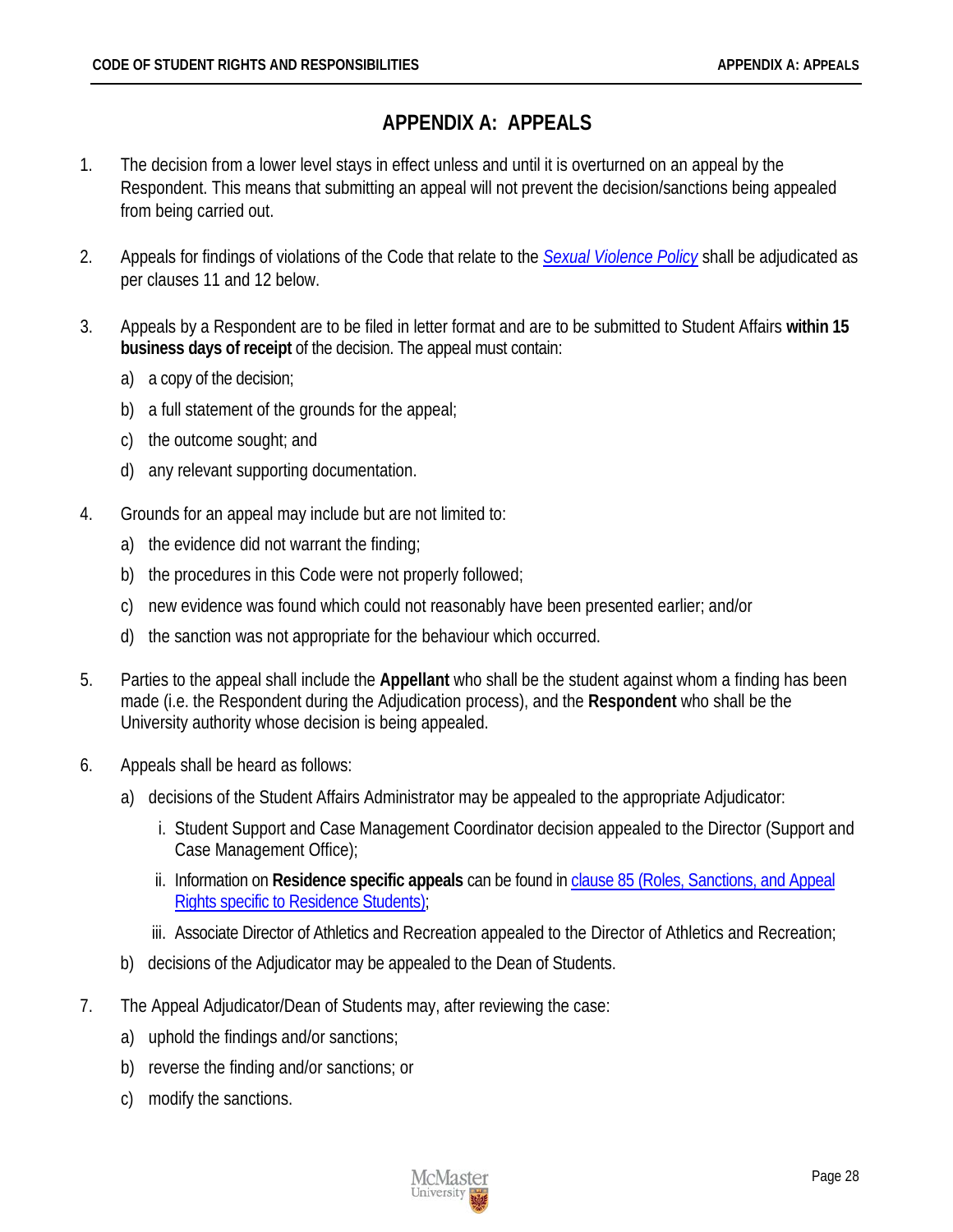# APPENDIX A: APPEALS

1. The decision from a lower level stays in effect unless and until it is overturned on an appeal by the Respondent. This means that submitting an appeal will not prevent the decision/sanctions being appealed from being carried out.

2. Appeals for findings of violations of the Code that relate to the *Sexual Violence Policy* shall be adjudicated as per clauses 11 and 12 below.

3. Appeals by a Respondent are to be filed in letter format and are to be submitted to Student Affairs **within 15 business days of receipt** of the decision. The appeal must contain:

   a) a copy of the decision;

   b) a full statement of the grounds for the appeal;

   c) the outcome sought; and

   d) any relevant supporting documentation.

4. Grounds for an appeal may include but are not limited to:

   a) the evidence did not warrant the finding;

   b) the procedures in this Code were not properly followed;

   c) new evidence was found which could not reasonably have been presented earlier; and/or

   d) the sanction was not appropriate for the behaviour which occurred.

5. Parties to the appeal shall include the **Appellant** who shall be the student against whom a finding has been made (i.e. the Respondent during the Adjudication process), and the **Respondent** who shall be the University authority whose decision is being appealed.

6. Appeals shall be heard as follows:

   a) decisions of the Student Affairs Administrator may be appealed to the appropriate Adjudicator:

      i. Student Support and Case Management Coordinator decision appealed to the Director (Support and Case Management Office);

      ii. Information on **Residence specific appeals** can be found in clause 85 (Roles, Sanctions, and Appeal Rights specific to Residence Students);

      iii. Associate Director of Athletics and Recreation appealed to the Director of Athletics and Recreation;

   b) decisions of the Adjudicator may be appealed to the Dean of Students.

7. The Appeal Adjudicator/Dean of Students may, after reviewing the case:

   a) uphold the findings and/or sanctions;

   b) reverse the finding and/or sanctions; or

   c) modify the sanctions.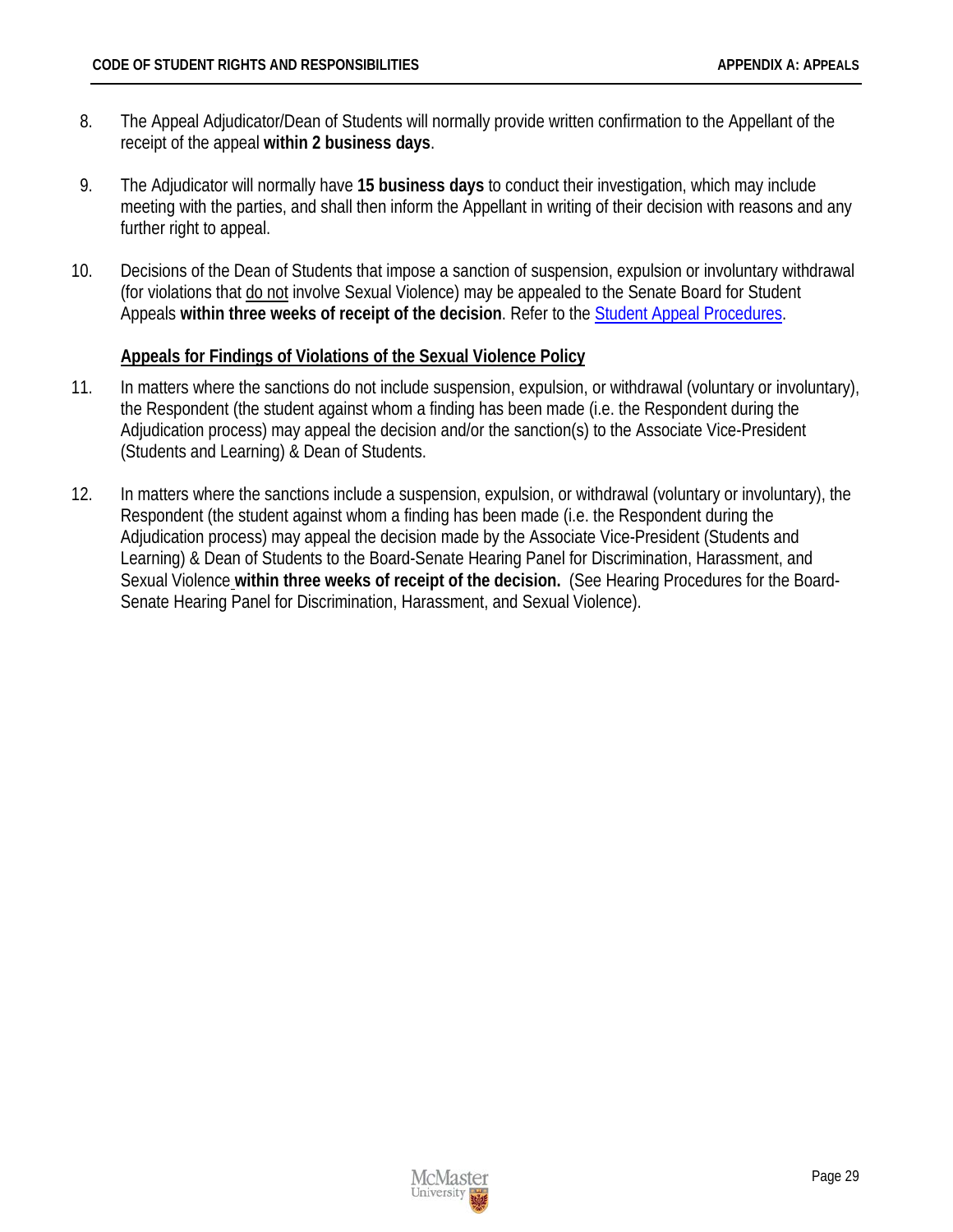8. The Appeal Adjudicator/Dean of Students will normally provide written confirmation to the Appellant of the receipt of the appeal **within 2 business days**.

9. The Adjudicator will normally have **15 business days** to conduct their investigation, which may include meeting with the parties, and shall then inform the Appellant in writing of their decision with reasons and any further right to appeal.

10. Decisions of the Dean of Students that impose a sanction of suspension, expulsion or involuntary withdrawal (for violations that <u>do not</u> involve Sexual Violence) may be appealed to the Senate Board for Student Appeals **within three weeks of receipt of the decision**. Refer to the [Student Appeal Procedures](Student Appeal Procedures).

**<u>Appeals for Findings of Violations of the Sexual Violence Policy</u>**

11. In matters where the sanctions do not include suspension, expulsion, or withdrawal (voluntary or involuntary), the Respondent (the student against whom a finding has been made (i.e. the Respondent during the Adjudication process) may appeal the decision and/or the sanction(s) to the Associate Vice-President (Students and Learning) & Dean of Students.

12. In matters where the sanctions include a suspension, expulsion, or withdrawal (voluntary or involuntary), the Respondent (the student against whom a finding has been made (i.e. the Respondent during the Adjudication process) may appeal the decision made by the Associate Vice-President (Students and Learning) & Dean of Students to the Board-Senate Hearing Panel for Discrimination, Harassment, and Sexual Violence **within three weeks of receipt of the decision.** (See Hearing Procedures for the Board-Senate Hearing Panel for Discrimination, Harassment, and Sexual Violence).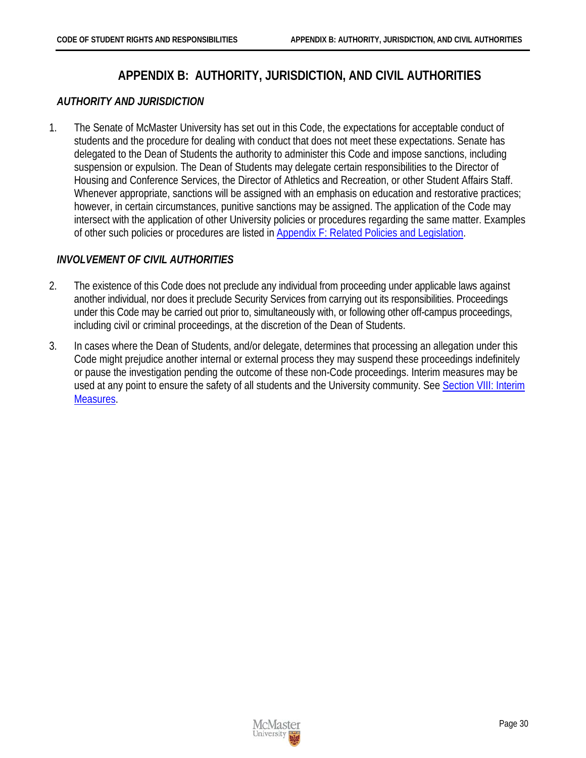# APPENDIX B: AUTHORITY, JURISDICTION, AND CIVIL AUTHORITIES

### *AUTHORITY AND JURISDICTION*

1. The Senate of McMaster University has set out in this Code, the expectations for acceptable conduct of students and the procedure for dealing with conduct that does not meet these expectations. Senate has delegated to the Dean of Students the authority to administer this Code and impose sanctions, including suspension or expulsion. The Dean of Students may delegate certain responsibilities to the Director of Housing and Conference Services, the Director of Athletics and Recreation, or other Student Affairs Staff. Whenever appropriate, sanctions will be assigned with an emphasis on education and restorative practices; however, in certain circumstances, punitive sanctions may be assigned. The application of the Code may intersect with the application of other University policies or procedures regarding the same matter. Examples of other such policies or procedures are listed in Appendix F: Related Policies and Legislation.

### *INVOLVEMENT OF CIVIL AUTHORITIES*

2. The existence of this Code does not preclude any individual from proceeding under applicable laws against another individual, nor does it preclude Security Services from carrying out its responsibilities. Proceedings under this Code may be carried out prior to, simultaneously with, or following other off-campus proceedings, including civil or criminal proceedings, at the discretion of the Dean of Students.

3. In cases where the Dean of Students, and/or delegate, determines that processing an allegation under this Code might prejudice another internal or external process they may suspend these proceedings indefinitely or pause the investigation pending the outcome of these non-Code proceedings. Interim measures may be used at any point to ensure the safety of all students and the University community. See Section VIII: Interim Measures.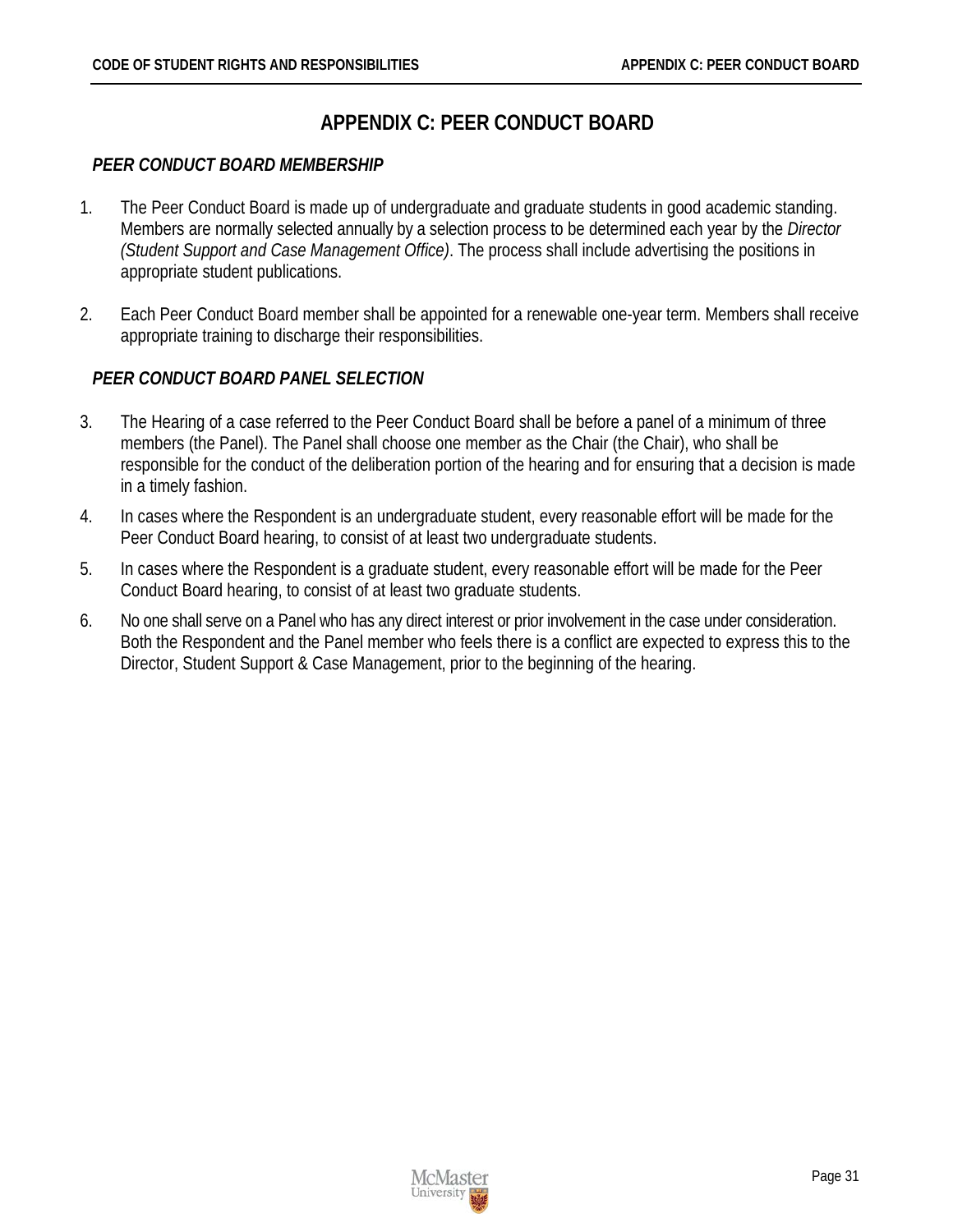# APPENDIX C: PEER CONDUCT BOARD

### *PEER CONDUCT BOARD MEMBERSHIP*

1. The Peer Conduct Board is made up of undergraduate and graduate students in good academic standing. Members are normally selected annually by a selection process to be determined each year by the *Director (Student Support and Case Management Office)*. The process shall include advertising the positions in appropriate student publications.

2. Each Peer Conduct Board member shall be appointed for a renewable one-year term. Members shall receive appropriate training to discharge their responsibilities.

### *PEER CONDUCT BOARD PANEL SELECTION*

3. The Hearing of a case referred to the Peer Conduct Board shall be before a panel of a minimum of three members (the Panel). The Panel shall choose one member as the Chair (the Chair), who shall be responsible for the conduct of the deliberation portion of the hearing and for ensuring that a decision is made in a timely fashion.
4. In cases where the Respondent is an undergraduate student, every reasonable effort will be made for the Peer Conduct Board hearing, to consist of at least two undergraduate students.
5. In cases where the Respondent is a graduate student, every reasonable effort will be made for the Peer Conduct Board hearing, to consist of at least two graduate students.
6. No one shall serve on a Panel who has any direct interest or prior involvement in the case under consideration. Both the Respondent and the Panel member who feels there is a conflict are expected to express this to the Director, Student Support & Case Management, prior to the beginning of the hearing.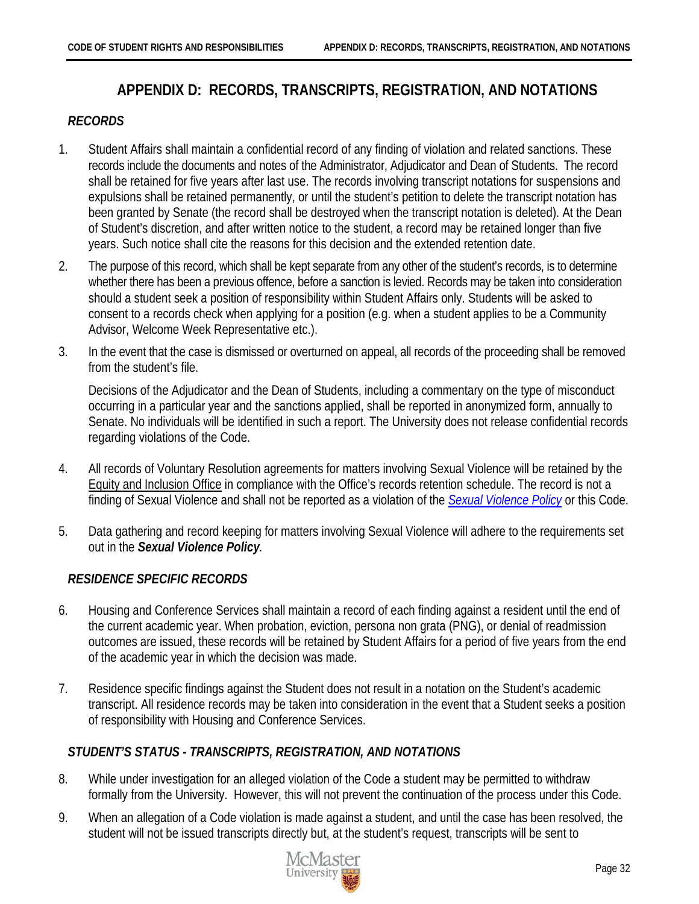# APPENDIX D: RECORDS, TRANSCRIPTS, REGISTRATION, AND NOTATIONS

### *RECORDS*

1. Student Affairs shall maintain a confidential record of any finding of violation and related sanctions. These records include the documents and notes of the Administrator, Adjudicator and Dean of Students. The record shall be retained for five years after last use. The records involving transcript notations for suspensions and expulsions shall be retained permanently, or until the student's petition to delete the transcript notation has been granted by Senate (the record shall be destroyed when the transcript notation is deleted). At the Dean of Student's discretion, and after written notice to the student, a record may be retained longer than five years. Such notice shall cite the reasons for this decision and the extended retention date.

2. The purpose of this record, which shall be kept separate from any other of the student's records, is to determine whether there has been a previous offence, before a sanction is levied. Records may be taken into consideration should a student seek a position of responsibility within Student Affairs only. Students will be asked to consent to a records check when applying for a position (e.g. when a student applies to be a Community Advisor, Welcome Week Representative etc.).

3. In the event that the case is dismissed or overturned on appeal, all records of the proceeding shall be removed from the student's file.

   Decisions of the Adjudicator and the Dean of Students, including a commentary on the type of misconduct occurring in a particular year and the sanctions applied, shall be reported in anonymized form, annually to Senate. No individuals will be identified in such a report. The University does not release confidential records regarding violations of the Code.

4. All records of Voluntary Resolution agreements for matters involving Sexual Violence will be retained by the Equity and Inclusion Office in compliance with the Office's records retention schedule. The record is not a finding of Sexual Violence and shall not be reported as a violation of the *Sexual Violence Policy* or this Code.

5. Data gathering and record keeping for matters involving Sexual Violence will adhere to the requirements set out in the ***Sexual Violence Policy***.

### *RESIDENCE SPECIFIC RECORDS*

6. Housing and Conference Services shall maintain a record of each finding against a resident until the end of the current academic year. When probation, eviction, persona non grata (PNG), or denial of readmission outcomes are issued, these records will be retained by Student Affairs for a period of five years from the end of the academic year in which the decision was made.

7. Residence specific findings against the Student does not result in a notation on the Student's academic transcript. All residence records may be taken into consideration in the event that a Student seeks a position of responsibility with Housing and Conference Services.

### *STUDENT'S STATUS - TRANSCRIPTS, REGISTRATION, AND NOTATIONS*

8. While under investigation for an alleged violation of the Code a student may be permitted to withdraw formally from the University. However, this will not prevent the continuation of the process under this Code.

9. When an allegation of a Code violation is made against a student, and until the case has been resolved, the student will not be issued transcripts directly but, at the student's request, transcripts will be sent to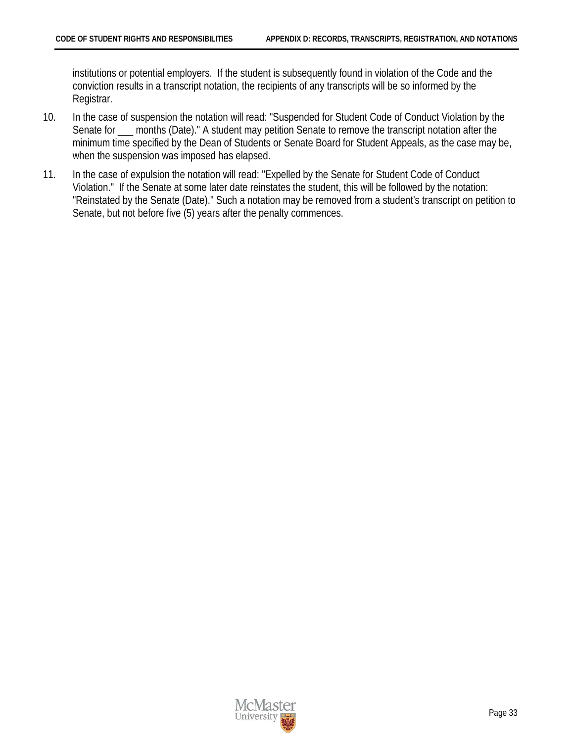institutions or potential employers. If the student is subsequently found in violation of the Code and the conviction results in a transcript notation, the recipients of any transcripts will be so informed by the Registrar.

10. In the case of suspension the notation will read: "Suspended for Student Code of Conduct Violation by the Senate for ___ months (Date)." A student may petition Senate to remove the transcript notation after the minimum time specified by the Dean of Students or Senate Board for Student Appeals, as the case may be, when the suspension was imposed has elapsed.

11. In the case of expulsion the notation will read: "Expelled by the Senate for Student Code of Conduct Violation." If the Senate at some later date reinstates the student, this will be followed by the notation: "Reinstated by the Senate (Date)." Such a notation may be removed from a student's transcript on petition to Senate, but not before five (5) years after the penalty commences.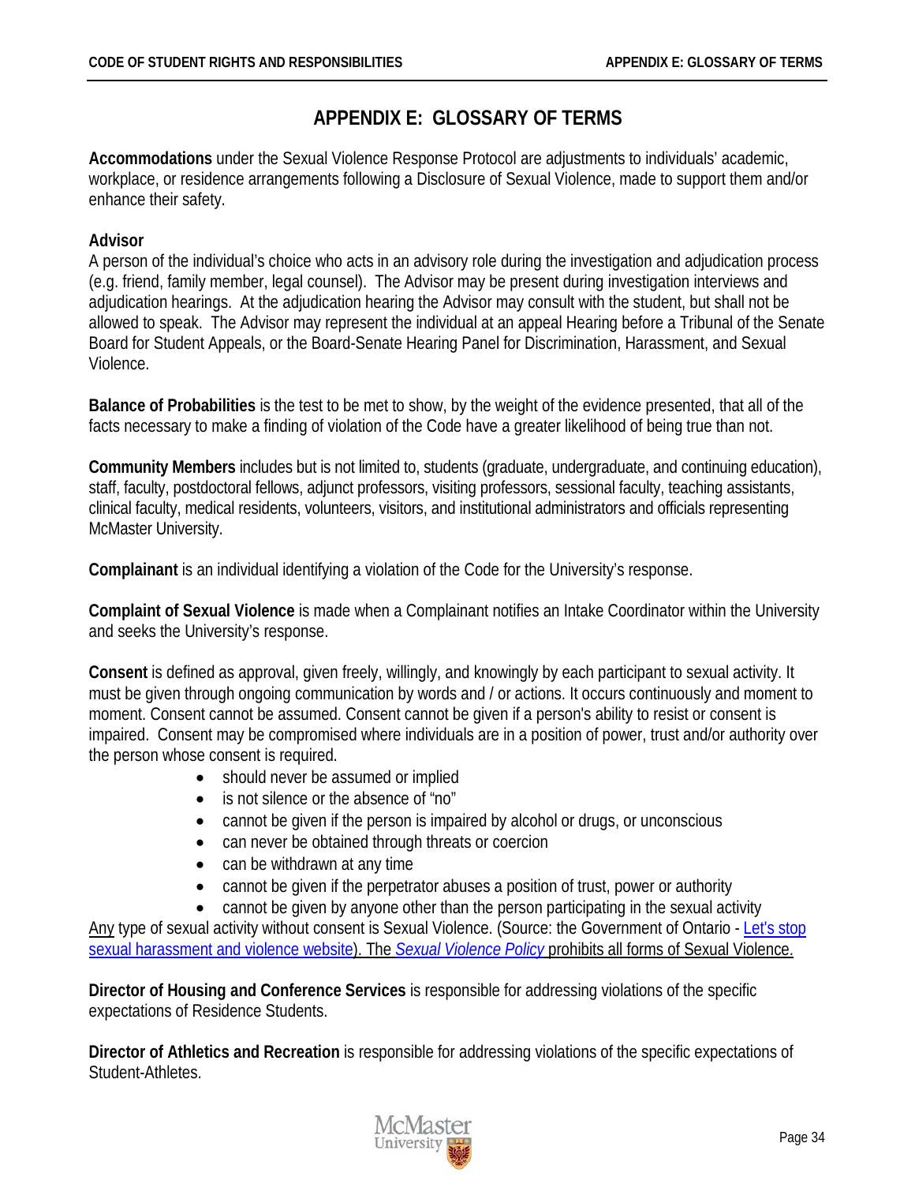# APPENDIX E: GLOSSARY OF TERMS

**Accommodations** under the Sexual Violence Response Protocol are adjustments to individuals' academic, workplace, or residence arrangements following a Disclosure of Sexual Violence, made to support them and/or enhance their safety.

**Advisor**
A person of the individual's choice who acts in an advisory role during the investigation and adjudication process (e.g. friend, family member, legal counsel). The Advisor may be present during investigation interviews and adjudication hearings. At the adjudication hearing the Advisor may consult with the student, but shall not be allowed to speak. The Advisor may represent the individual at an appeal Hearing before a Tribunal of the Senate Board for Student Appeals, or the Board-Senate Hearing Panel for Discrimination, Harassment, and Sexual Violence.

**Balance of Probabilities** is the test to be met to show, by the weight of the evidence presented, that all of the facts necessary to make a finding of violation of the Code have a greater likelihood of being true than not.

**Community Members** includes but is not limited to, students (graduate, undergraduate, and continuing education), staff, faculty, postdoctoral fellows, adjunct professors, visiting professors, sessional faculty, teaching assistants, clinical faculty, medical residents, volunteers, visitors, and institutional administrators and officials representing McMaster University.

**Complainant** is an individual identifying a violation of the Code for the University's response.

**Complaint of Sexual Violence** is made when a Complainant notifies an Intake Coordinator within the University and seeks the University's response.

**Consent** is defined as approval, given freely, willingly, and knowingly by each participant to sexual activity. It must be given through ongoing communication by words and / or actions. It occurs continuously and moment to moment. Consent cannot be assumed. Consent cannot be given if a person's ability to resist or consent is impaired. Consent may be compromised where individuals are in a position of power, trust and/or authority over the person whose consent is required.

- should never be assumed or implied
- is not silence or the absence of "no"
- cannot be given if the person is impaired by alcohol or drugs, or unconscious
- can never be obtained through threats or coercion
- can be withdrawn at any time
- cannot be given if the perpetrator abuses a position of trust, power or authority
- cannot be given by anyone other than the person participating in the sexual activity

Any type of sexual activity without consent is Sexual Violence. (Source: the Government of Ontario - Let's stop sexual harassment and violence website). The *Sexual Violence Policy* prohibits all forms of Sexual Violence.

**Director of Housing and Conference Services** is responsible for addressing violations of the specific expectations of Residence Students.

**Director of Athletics and Recreation** is responsible for addressing violations of the specific expectations of Student-Athletes.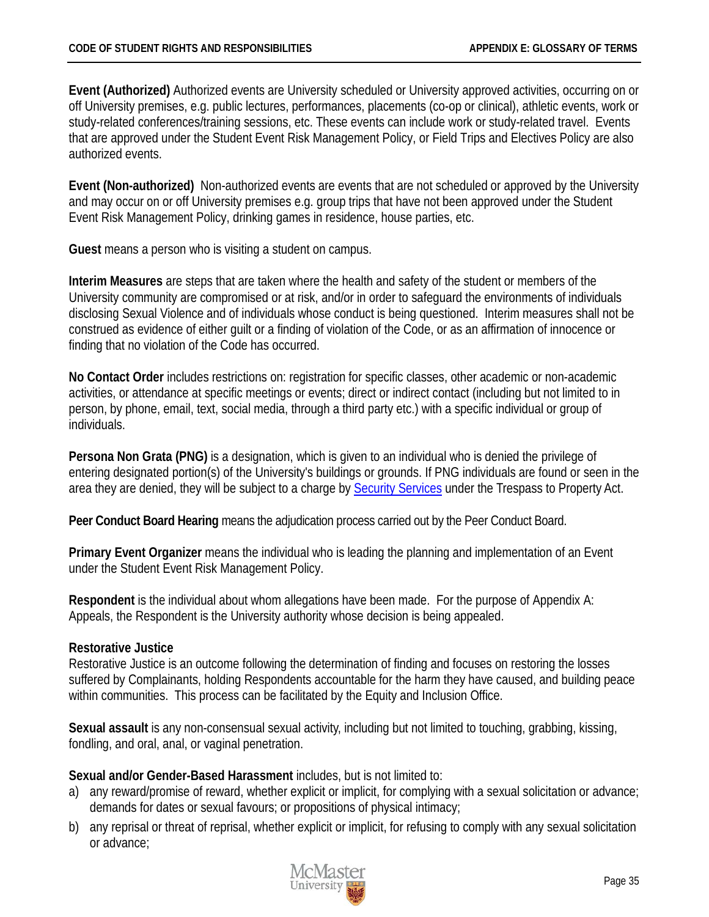**Event (Authorized)** Authorized events are University scheduled or University approved activities, occurring on or off University premises, e.g. public lectures, performances, placements (co-op or clinical), athletic events, work or study-related conferences/training sessions, etc. These events can include work or study-related travel. Events that are approved under the Student Event Risk Management Policy, or Field Trips and Electives Policy are also authorized events.

**Event (Non-authorized)** Non-authorized events are events that are not scheduled or approved by the University and may occur on or off University premises e.g. group trips that have not been approved under the Student Event Risk Management Policy, drinking games in residence, house parties, etc.

**Guest** means a person who is visiting a student on campus.

**Interim Measures** are steps that are taken where the health and safety of the student or members of the University community are compromised or at risk, and/or in order to safeguard the environments of individuals disclosing Sexual Violence and of individuals whose conduct is being questioned. Interim measures shall not be construed as evidence of either guilt or a finding of violation of the Code, or as an affirmation of innocence or finding that no violation of the Code has occurred.

**No Contact Order** includes restrictions on: registration for specific classes, other academic or non-academic activities, or attendance at specific meetings or events; direct or indirect contact (including but not limited to in person, by phone, email, text, social media, through a third party etc.) with a specific individual or group of individuals.

**Persona Non Grata (PNG)** is a designation, which is given to an individual who is denied the privilege of entering designated portion(s) of the University's buildings or grounds. If PNG individuals are found or seen in the area they are denied, they will be subject to a charge by Security Services under the Trespass to Property Act.

**Peer Conduct Board Hearing** means the adjudication process carried out by the Peer Conduct Board.

**Primary Event Organizer** means the individual who is leading the planning and implementation of an Event under the Student Event Risk Management Policy.

**Respondent** is the individual about whom allegations have been made. For the purpose of Appendix A: Appeals, the Respondent is the University authority whose decision is being appealed.

**Restorative Justice**
Restorative Justice is an outcome following the determination of finding and focuses on restoring the losses suffered by Complainants, holding Respondents accountable for the harm they have caused, and building peace within communities. This process can be facilitated by the Equity and Inclusion Office.

**Sexual assault** is any non-consensual sexual activity, including but not limited to touching, grabbing, kissing, fondling, and oral, anal, or vaginal penetration.

**Sexual and/or Gender-Based Harassment** includes, but is not limited to:

a) any reward/promise of reward, whether explicit or implicit, for complying with a sexual solicitation or advance; demands for dates or sexual favours; or propositions of physical intimacy;
b) any reprisal or threat of reprisal, whether explicit or implicit, for refusing to comply with any sexual solicitation or advance;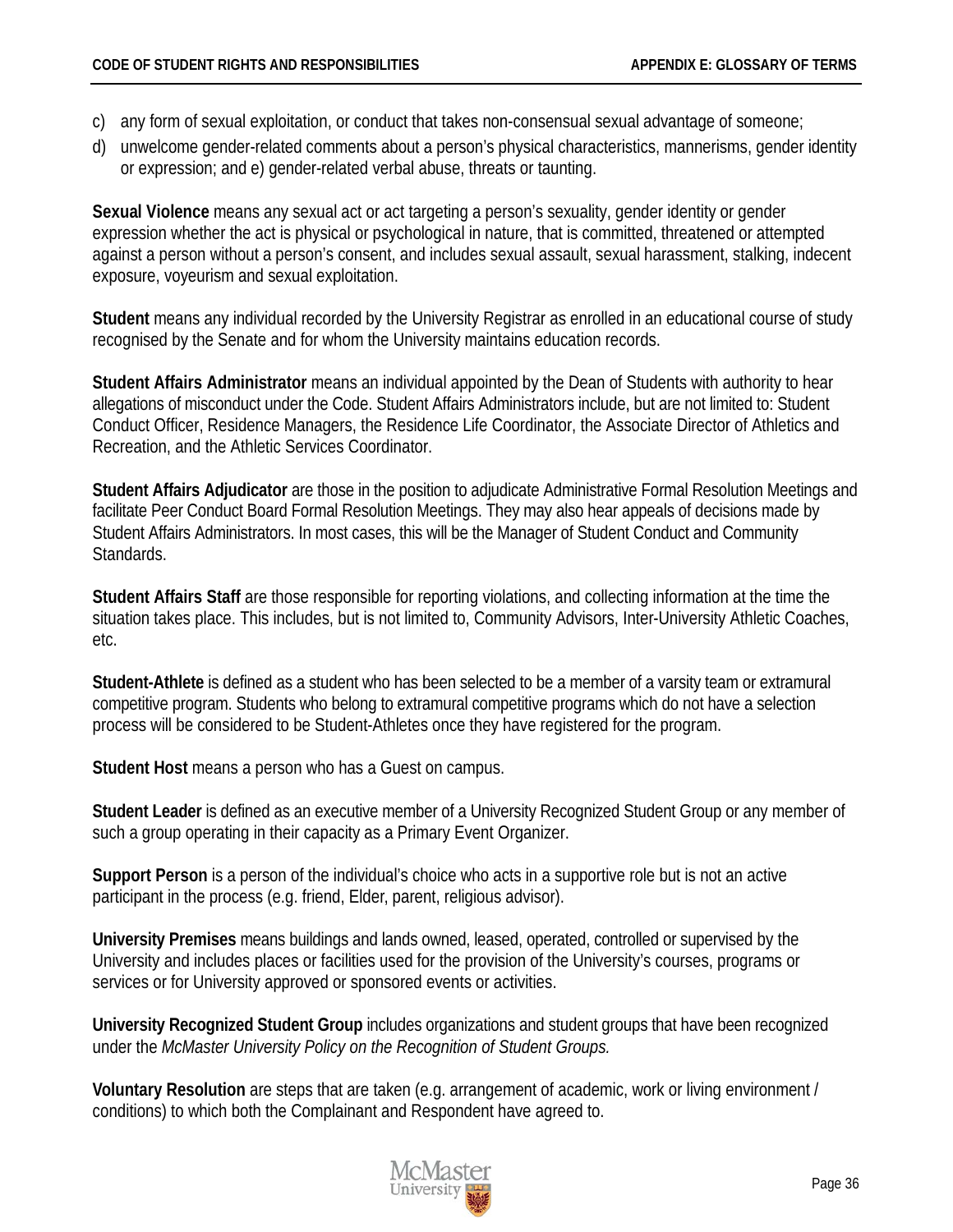c) any form of sexual exploitation, or conduct that takes non-consensual sexual advantage of someone;
d) unwelcome gender-related comments about a person's physical characteristics, mannerisms, gender identity or expression; and e) gender-related verbal abuse, threats or taunting.

**Sexual Violence** means any sexual act or act targeting a person's sexuality, gender identity or gender expression whether the act is physical or psychological in nature, that is committed, threatened or attempted against a person without a person's consent, and includes sexual assault, sexual harassment, stalking, indecent exposure, voyeurism and sexual exploitation.

**Student** means any individual recorded by the University Registrar as enrolled in an educational course of study recognised by the Senate and for whom the University maintains education records.

**Student Affairs Administrator** means an individual appointed by the Dean of Students with authority to hear allegations of misconduct under the Code. Student Affairs Administrators include, but are not limited to: Student Conduct Officer, Residence Managers, the Residence Life Coordinator, the Associate Director of Athletics and Recreation, and the Athletic Services Coordinator.

**Student Affairs Adjudicator** are those in the position to adjudicate Administrative Formal Resolution Meetings and facilitate Peer Conduct Board Formal Resolution Meetings. They may also hear appeals of decisions made by Student Affairs Administrators. In most cases, this will be the Manager of Student Conduct and Community Standards.

**Student Affairs Staff** are those responsible for reporting violations, and collecting information at the time the situation takes place. This includes, but is not limited to, Community Advisors, Inter-University Athletic Coaches, etc.

**Student-Athlete** is defined as a student who has been selected to be a member of a varsity team or extramural competitive program. Students who belong to extramural competitive programs which do not have a selection process will be considered to be Student-Athletes once they have registered for the program.

**Student Host** means a person who has a Guest on campus.

**Student Leader** is defined as an executive member of a University Recognized Student Group or any member of such a group operating in their capacity as a Primary Event Organizer.

**Support Person** is a person of the individual's choice who acts in a supportive role but is not an active participant in the process (e.g. friend, Elder, parent, religious advisor).

**University Premises** means buildings and lands owned, leased, operated, controlled or supervised by the University and includes places or facilities used for the provision of the University's courses, programs or services or for University approved or sponsored events or activities.

**University Recognized Student Group** includes organizations and student groups that have been recognized under the *McMaster University Policy on the Recognition of Student Groups.*

**Voluntary Resolution** are steps that are taken (e.g. arrangement of academic, work or living environment / conditions) to which both the Complainant and Respondent have agreed to.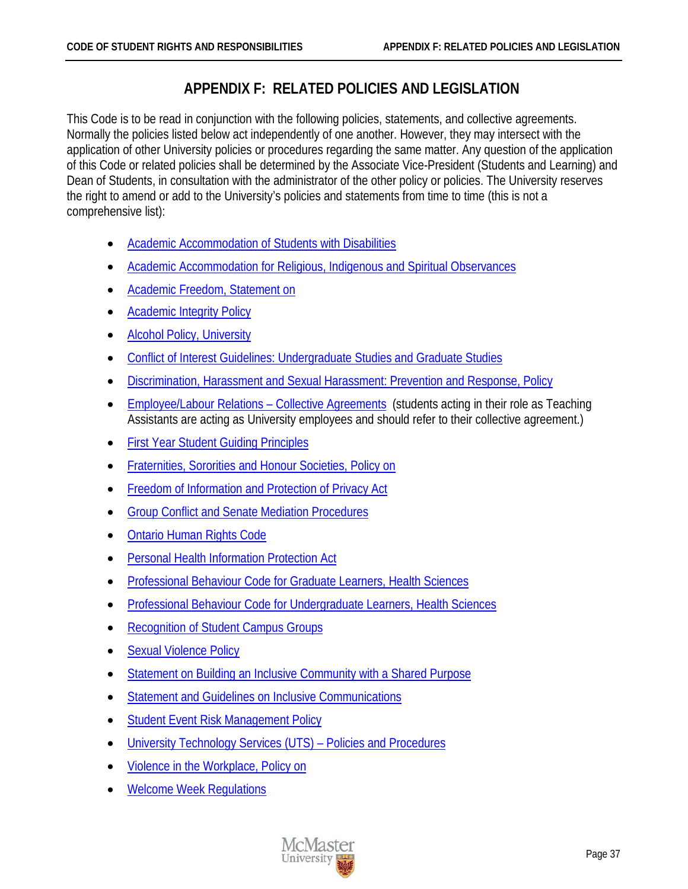# APPENDIX F: RELATED POLICIES AND LEGISLATION

This Code is to be read in conjunction with the following policies, statements, and collective agreements. Normally the policies listed below act independently of one another. However, they may intersect with the application of other University policies or procedures regarding the same matter. Any question of the application of this Code or related policies shall be determined by the Associate Vice-President (Students and Learning) and Dean of Students, in consultation with the administrator of the other policy or policies. The University reserves the right to amend or add to the University's policies and statements from time to time (this is not a comprehensive list):

- Academic Accommodation of Students with Disabilities
- Academic Accommodation for Religious, Indigenous and Spiritual Observances
- Academic Freedom, Statement on
- Academic Integrity Policy
- Alcohol Policy, University
- Conflict of Interest Guidelines: Undergraduate Studies and Graduate Studies
- Discrimination, Harassment and Sexual Harassment: Prevention and Response, Policy
- Employee/Labour Relations – Collective Agreements (students acting in their role as Teaching Assistants are acting as University employees and should refer to their collective agreement.)
- First Year Student Guiding Principles
- Fraternities, Sororities and Honour Societies, Policy on
- Freedom of Information and Protection of Privacy Act
- Group Conflict and Senate Mediation Procedures
- Ontario Human Rights Code
- Personal Health Information Protection Act
- Professional Behaviour Code for Graduate Learners, Health Sciences
- Professional Behaviour Code for Undergraduate Learners, Health Sciences
- Recognition of Student Campus Groups
- Sexual Violence Policy
- Statement on Building an Inclusive Community with a Shared Purpose
- Statement and Guidelines on Inclusive Communications
- Student Event Risk Management Policy
- University Technology Services (UTS) – Policies and Procedures
- Violence in the Workplace, Policy on
- Welcome Week Regulations